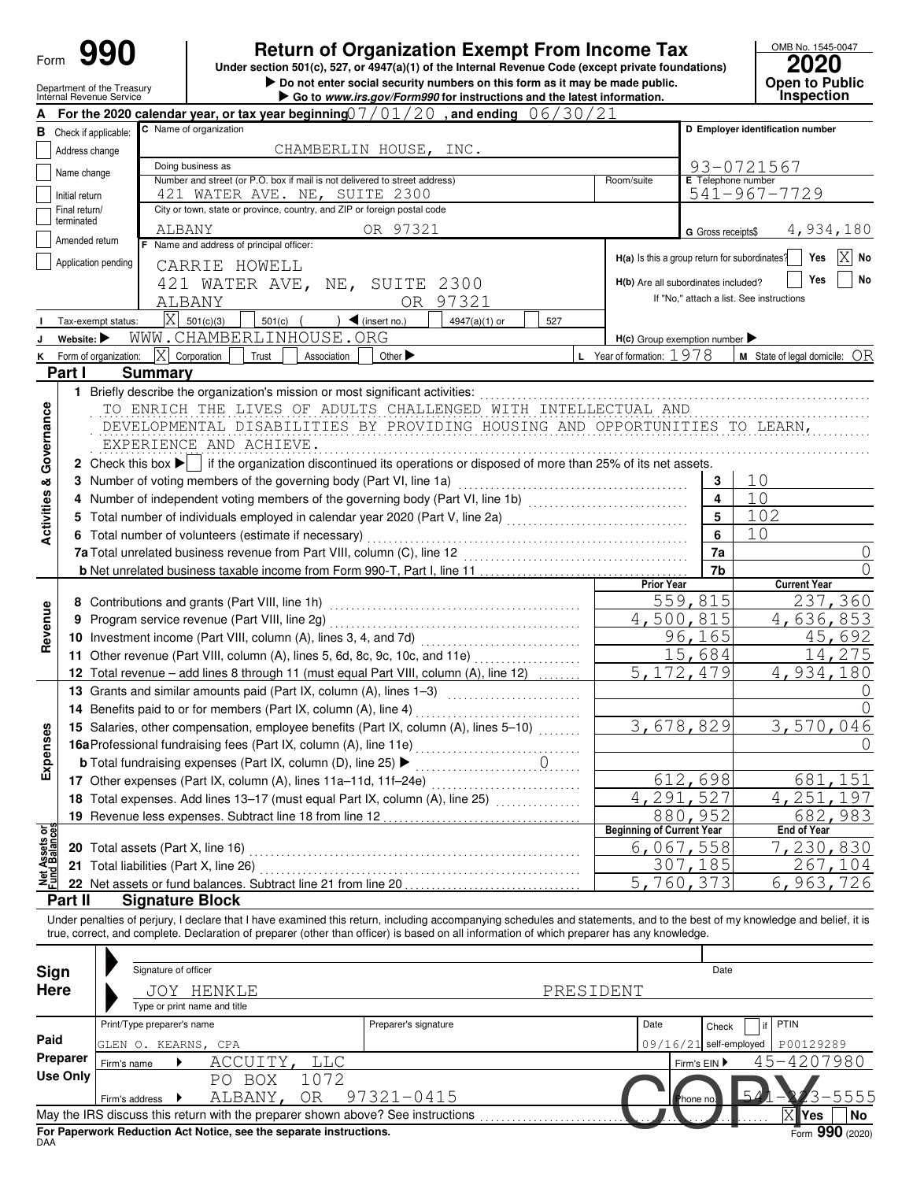# Form 990 — Return of Organization Exempt From Income Tax

**Under section 501(c), 527, or 4947(a)(1) of the Internal Revenue Code (except private foundations)**

▶ Do not enter social security numbers on this form as it may be made public.

▶ Go to *www.irs.gov/Form990* for instructions and the latest information.

Department of the Treasury
Internal Revenue Service

OMB No. 1545-0047

**2020**

**Open to Public Inspection**

**A** For the 2020 calendar year, or tax year beginning 07/01/20, and ending 06/30/21

**B** Check if applicable:
- [ ] Address change
- [ ] Name change
- [ ] Initial return
- [ ] Final return/terminated
- [ ] Amended return
- [ ] Application pending

**C** Name of organization: CHAMBERLIN HOUSE, INC.

Doing business as:

Number and street (or P.O. box if mail is not delivered to street address): 421 WATER AVE. NE, SUITE 2300 — Room/suite:

City or town, state or province, country, and ZIP or foreign postal code: ALBANY OR 97321

**D** Employer identification number: 93-0721567

**E** Telephone number: 541-967-7729

**G** Gross receipts$ 4,934,180

**F** Name and address of principal officer:
CARRIE HOWELL
421 WATER AVE, NE, SUITE 2300
ALBANY OR 97321

**H(a)** Is this a group return for subordinates? [ ] Yes [X] No

**H(b)** Are all subordinates included? [ ] Yes [ ] No — If "No," attach a list. See instructions

**I** Tax-exempt status: [X] 501(c)(3) [ ] 501(c) ( ) ◀ (insert no.) [ ] 4947(a)(1) or [ ] 527

**J** Website: ▶ WWW.CHAMBERLINHOUSE.ORG

**H(c)** Group exemption number ▶

**K** Form of organization: [X] Corporation [ ] Trust [ ] Association [ ] Other ▶

**L** Year of formation: 1978

**M** State of legal domicile: OR

## Part I Summary

### Activities & Governance

1 Briefly describe the organization's mission or most significant activities:
TO ENRICH THE LIVES OF ADULTS CHALLENGED WITH INTELLECTUAL AND DEVELOPMENTAL DISABILITIES BY PROVIDING HOUSING AND OPPORTUNITIES TO LEARN, EXPERIENCE AND ACHIEVE.

2 Check this box ▶ [ ] if the organization discontinued its operations or disposed of more than 25% of its net assets.

| | Line | Value |
|---|---|---|
| 3 Number of voting members of the governing body (Part VI, line 1a) | 3 | 10 |
| 4 Number of independent voting members of the governing body (Part VI, line 1b) | 4 | 10 |
| 5 Total number of individuals employed in calendar year 2020 (Part V, line 2a) | 5 | 102 |
| 6 Total number of volunteers (estimate if necessary) | 6 | 10 |
| 7a Total unrelated business revenue from Part VIII, column (C), line 12 | 7a | 0 |
| b Net unrelated business taxable income from Form 990-T, Part I, line 11 | 7b | 0 |

### Revenue / Expenses

| | Prior Year | Current Year |
|---|---|---|
| 8 Contributions and grants (Part VIII, line 1h) | 559,815 | 237,360 |
| 9 Program service revenue (Part VIII, line 2g) | 4,500,815 | 4,636,853 |
| 10 Investment income (Part VIII, column (A), lines 3, 4, and 7d) | 96,165 | 45,692 |
| 11 Other revenue (Part VIII, column (A), lines 5, 6d, 8c, 9c, 10c, and 11e) | 15,684 | 14,275 |
| 12 Total revenue – add lines 8 through 11 (must equal Part VIII, column (A), line 12) | 5,172,479 | 4,934,180 |
| 13 Grants and similar amounts paid (Part IX, column (A), lines 1–3) | | 0 |
| 14 Benefits paid to or for members (Part IX, column (A), line 4) | | 0 |
| 15 Salaries, other compensation, employee benefits (Part IX, column (A), lines 5–10) | 3,678,829 | 3,570,046 |
| 16a Professional fundraising fees (Part IX, column (A), line 11e) | | 0 |
| b Total fundraising expenses (Part IX, column (D), line 25) ▶ 0 | | |
| 17 Other expenses (Part IX, column (A), lines 11a–11d, 11f–24e) | 612,698 | 681,151 |
| 18 Total expenses. Add lines 13–17 (must equal Part IX, column (A), line 25) | 4,291,527 | 4,251,197 |
| 19 Revenue less expenses. Subtract line 18 from line 12 | 880,952 | 682,983 |

### Net Assets or Fund Balances

| | Beginning of Current Year | End of Year |
|---|---|---|
| 20 Total assets (Part X, line 16) | 6,067,558 | 7,230,830 |
| 21 Total liabilities (Part X, line 26) | 307,185 | 267,104 |
| 22 Net assets or fund balances. Subtract line 21 from line 20 | 5,760,373 | 6,963,726 |

## Part II Signature Block

Under penalties of perjury, I declare that I have examined this return, including accompanying schedules and statements, and to the best of my knowledge and belief, it is true, correct, and complete. Declaration of preparer (other than officer) is based on all information of which preparer has any knowledge.

**Sign Here**

Signature of officer — Date

JOY HENKLE PRESIDENT
Type or print name and title

**Paid Preparer Use Only**

| Print/Type preparer's name | Preparer's signature | Date | Check [ ] if self-employed | PTIN |
|---|---|---|---|---|
| GLEN O. KEARNS, CPA | | 09/16/21 | | P00129289 |

Firm's name ▶ ACCUITY, LLC — Firm's EIN ▶ 45-4207980

Firm's address ▶ PO BOX 1072, ALBANY, OR 97321-0415 — Phone no. 541-223-5555

May the IRS discuss this return with the preparer shown above? See instructions [X] Yes [ ] No

**For Paperwork Reduction Act Notice, see the separate instructions.**

DAA — Form **990** (2020)

COPY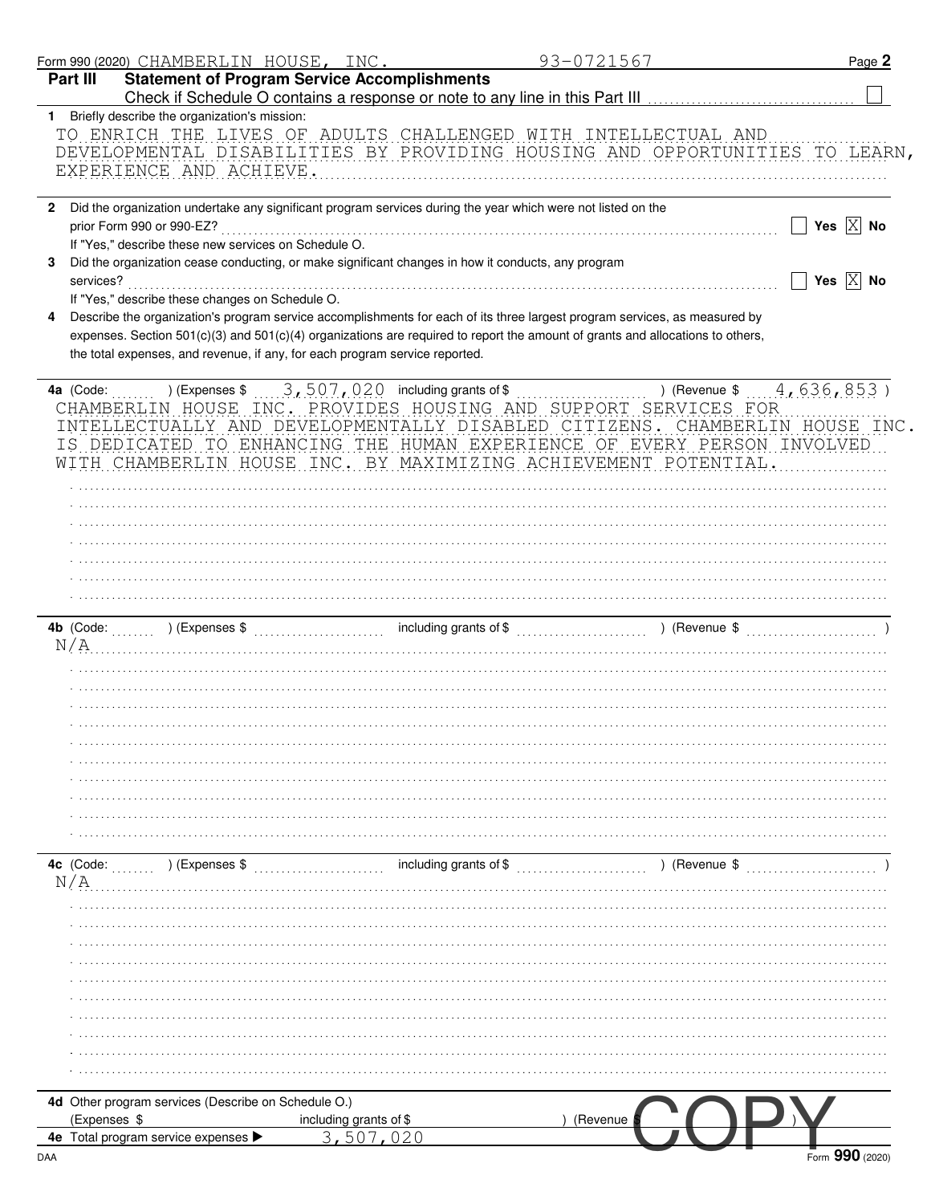Form 990 (2020) CHAMBERLIN HOUSE, INC. 93-0721567 Page **2**

## Part III Statement of Program Service Accomplishments

Check if Schedule O contains a response or note to any line in this Part III ☐

**1** Briefly describe the organization's mission:

TO ENRICH THE LIVES OF ADULTS CHALLENGED WITH INTELLECTUAL AND DEVELOPMENTAL DISABILITIES BY PROVIDING HOUSING AND OPPORTUNITIES TO LEARN, EXPERIENCE AND ACHIEVE.

**2** Did the organization undertake any significant program services during the year which were not listed on the prior Form 990 or 990-EZ? ☐ Yes ☒ No

If "Yes," describe these new services on Schedule O.

**3** Did the organization cease conducting, or make significant changes in how it conducts, any program services? ☐ Yes ☒ No

If "Yes," describe these changes on Schedule O.

**4** Describe the organization's program service accomplishments for each of its three largest program services, as measured by expenses. Section 501(c)(3) and 501(c)(4) organizations are required to report the amount of grants and allocations to others, the total expenses, and revenue, if any, for each program service reported.

**4a** (Code: ) (Expenses $ 3,507,020 including grants of $ ) (Revenue $ 4,636,853 )

CHAMBERLIN HOUSE INC. PROVIDES HOUSING AND SUPPORT SERVICES FOR INTELLECTUALLY AND DEVELOPMENTALLY DISABLED CITIZENS. CHAMBERLIN HOUSE INC. IS DEDICATED TO ENHANCING THE HUMAN EXPERIENCE OF EVERY PERSON INVOLVED WITH CHAMBERLIN HOUSE INC. BY MAXIMIZING ACHIEVEMENT POTENTIAL.

**4b** (Code: ) (Expenses $ including grants of $ ) (Revenue $ )

N/A

**4c** (Code: ) (Expenses $ including grants of $ ) (Revenue $ )

N/A

**4d** Other program services (Describe on Schedule O.)

(Expenses $ including grants of $ ) (Revenue $ )

**4e** Total program service expenses ▶ 3,507,020

COPY

Form **990** (2020)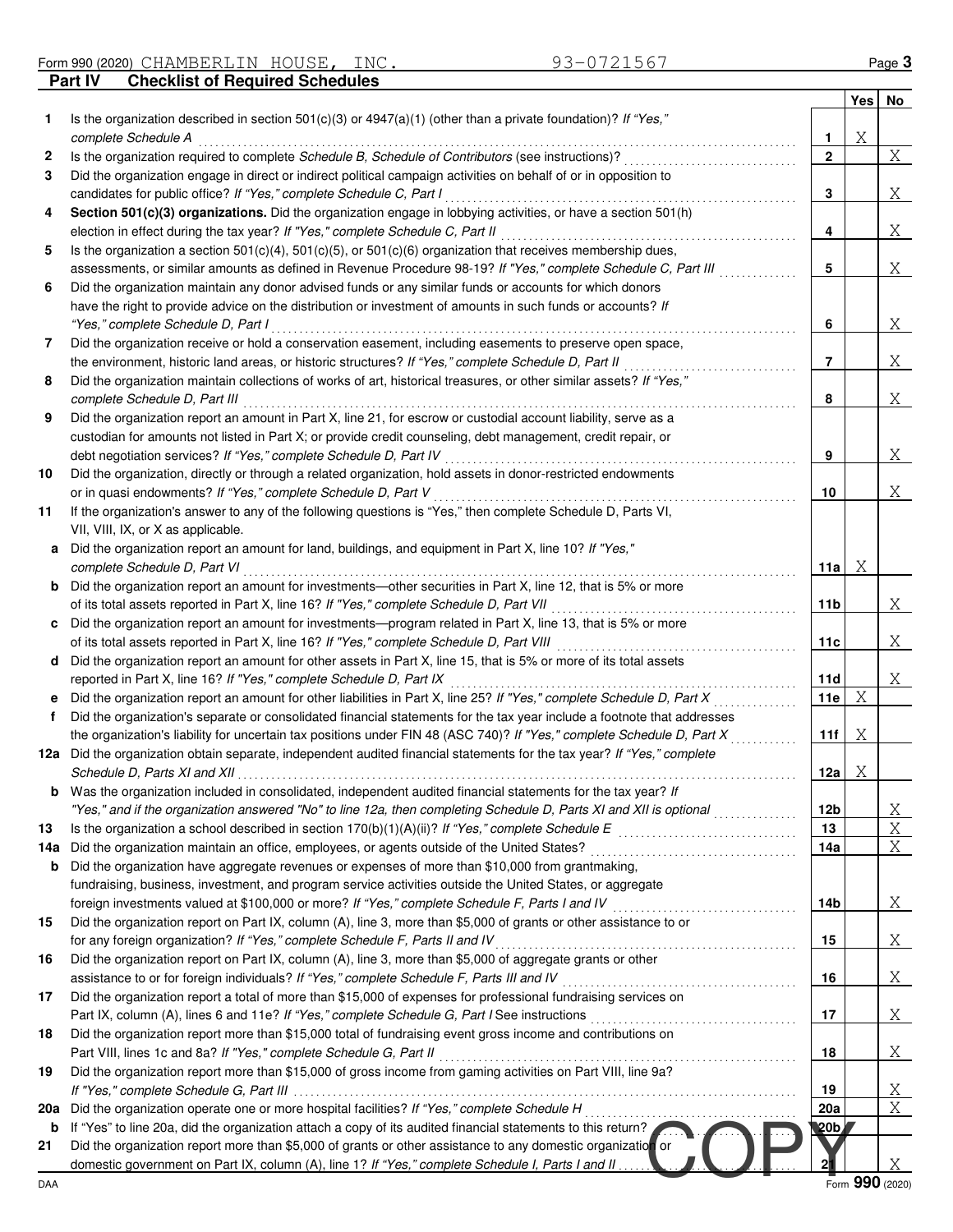Form 990 (2020) CHAMBERLIN HOUSE, INC. 93-0721567

## Part IV Checklist of Required Schedules

| | | | Yes | No |
|---|---|---|---|---|
| 1 | Is the organization described in section 501(c)(3) or 4947(a)(1) (other than a private foundation)? *If "Yes," complete Schedule A* | 1 | X | |
| 2 | Is the organization required to complete *Schedule B, Schedule of Contributors* (see instructions)? | 2 | | X |
| 3 | Did the organization engage in direct or indirect political campaign activities on behalf of or in opposition to candidates for public office? *If "Yes," complete Schedule C, Part I* | 3 | | X |
| 4 | **Section 501(c)(3) organizations.** Did the organization engage in lobbying activities, or have a section 501(h) election in effect during the tax year? *If "Yes," complete Schedule C, Part II* | 4 | | X |
| 5 | Is the organization a section 501(c)(4), 501(c)(5), or 501(c)(6) organization that receives membership dues, assessments, or similar amounts as defined in Revenue Procedure 98-19? *If "Yes," complete Schedule C, Part III* | 5 | | X |
| 6 | Did the organization maintain any donor advised funds or any similar funds or accounts for which donors have the right to provide advice on the distribution or investment of amounts in such funds or accounts? *If "Yes," complete Schedule D, Part I* | 6 | | X |
| 7 | Did the organization receive or hold a conservation easement, including easements to preserve open space, the environment, historic land areas, or historic structures? *If "Yes," complete Schedule D, Part II* | 7 | | X |
| 8 | Did the organization maintain collections of works of art, historical treasures, or other similar assets? *If "Yes," complete Schedule D, Part III* | 8 | | X |
| 9 | Did the organization report an amount in Part X, line 21, for escrow or custodial account liability, serve as a custodian for amounts not listed in Part X; or provide credit counseling, debt management, credit repair, or debt negotiation services? *If "Yes," complete Schedule D, Part IV* | 9 | | X |
| 10 | Did the organization, directly or through a related organization, hold assets in donor-restricted endowments or in quasi endowments? *If "Yes," complete Schedule D, Part V* | 10 | | X |
| 11 | If the organization's answer to any of the following questions is "Yes," then complete Schedule D, Parts VI, VII, VIII, IX, or X as applicable. | | | |
| a | Did the organization report an amount for land, buildings, and equipment in Part X, line 10? *If "Yes," complete Schedule D, Part VI* | 11a | X | |
| b | Did the organization report an amount for investments—other securities in Part X, line 12, that is 5% or more of its total assets reported in Part X, line 16? *If "Yes," complete Schedule D, Part VII* | 11b | | X |
| c | Did the organization report an amount for investments—program related in Part X, line 13, that is 5% or more of its total assets reported in Part X, line 16? *If "Yes," complete Schedule D, Part VIII* | 11c | | X |
| d | Did the organization report an amount for other assets in Part X, line 15, that is 5% or more of its total assets reported in Part X, line 16? *If "Yes," complete Schedule D, Part IX* | 11d | | X |
| e | Did the organization report an amount for other liabilities in Part X, line 25? *If "Yes," complete Schedule D, Part X* | 11e | X | |
| f | Did the organization's separate or consolidated financial statements for the tax year include a footnote that addresses the organization's liability for uncertain tax positions under FIN 48 (ASC 740)? *If "Yes," complete Schedule D, Part X* | 11f | X | |
| 12a | Did the organization obtain separate, independent audited financial statements for the tax year? *If "Yes," complete Schedule D, Parts XI and XII* | 12a | X | |
| b | Was the organization included in consolidated, independent audited financial statements for the tax year? *If "Yes," and if the organization answered "No" to line 12a, then completing Schedule D, Parts XI and XII is optional* | 12b | | X |
| 13 | Is the organization a school described in section 170(b)(1)(A)(ii)? *If "Yes," complete Schedule E* | 13 | | X |
| 14a | Did the organization maintain an office, employees, or agents outside of the United States? | 14a | | X |
| b | Did the organization have aggregate revenues or expenses of more than $10,000 from grantmaking, fundraising, business, investment, and program service activities outside the United States, or aggregate foreign investments valued at $100,000 or more? *If "Yes," complete Schedule F, Parts I and IV* | 14b | | X |
| 15 | Did the organization report on Part IX, column (A), line 3, more than $5,000 of grants or other assistance to or for any foreign organization? *If "Yes," complete Schedule F, Parts II and IV* | 15 | | X |
| 16 | Did the organization report on Part IX, column (A), line 3, more than $5,000 of aggregate grants or other assistance to or for foreign individuals? *If "Yes," complete Schedule F, Parts III and IV* | 16 | | X |
| 17 | Did the organization report a total of more than $15,000 of expenses for professional fundraising services on Part IX, column (A), lines 6 and 11e? *If "Yes," complete Schedule G, Part I* See instructions | 17 | | X |
| 18 | Did the organization report more than $15,000 total of fundraising event gross income and contributions on Part VIII, lines 1c and 8a? *If "Yes," complete Schedule G, Part II* | 18 | | X |
| 19 | Did the organization report more than $15,000 of gross income from gaming activities on Part VIII, line 9a? *If "Yes," complete Schedule G, Part III* | 19 | | X |
| 20a | Did the organization operate one or more hospital facilities? *If "Yes," complete Schedule H* | 20a | | X |
| b | If "Yes" to line 20a, did the organization attach a copy of its audited financial statements to this return? | 20b | | |
| 21 | Did the organization report more than $5,000 of grants or other assistance to any domestic organization or domestic government on Part IX, column (A), line 1? *If "Yes," complete Schedule I, Parts I and II* | 21 | | X |

DAA Form 990 (2020)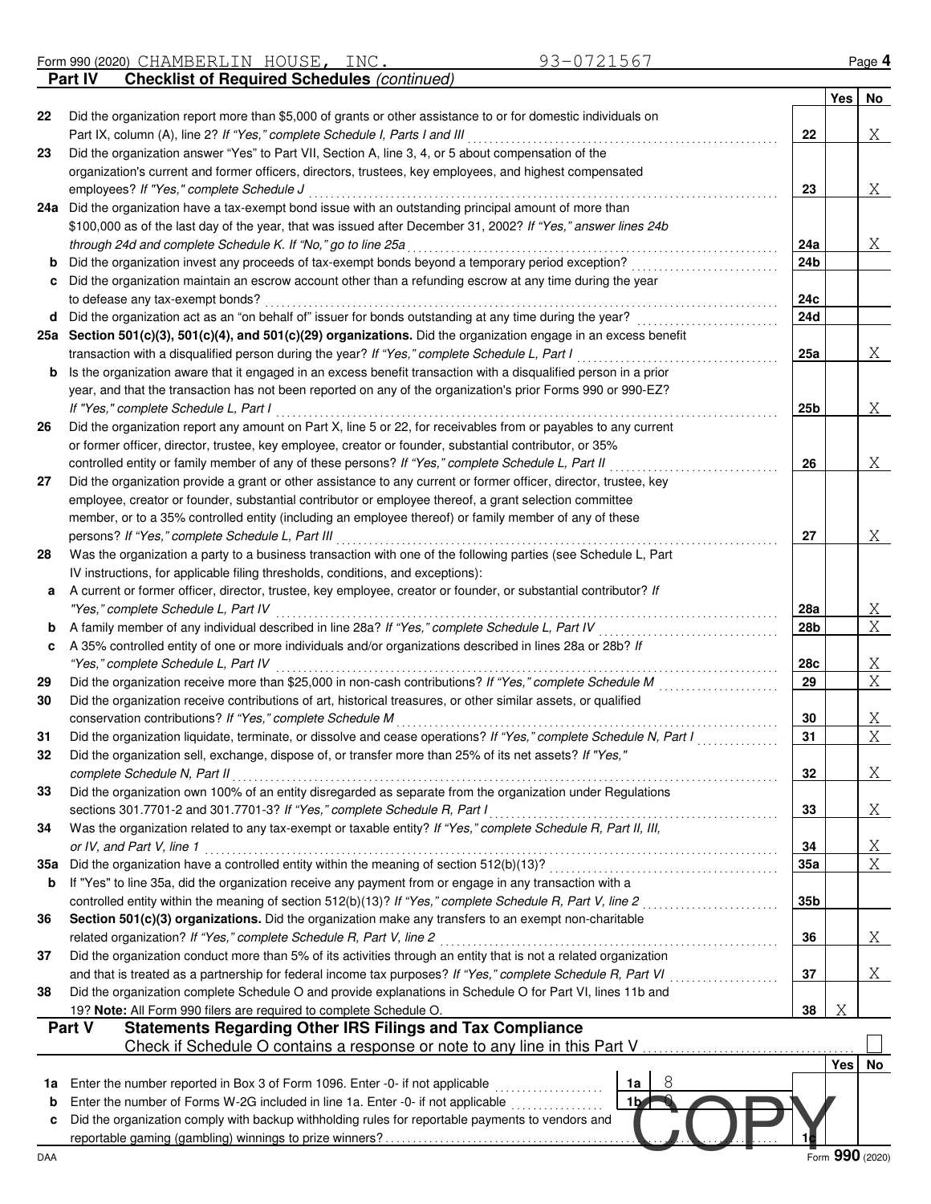Form 990 (2020) CHAMBERLIN HOUSE, INC. 93-0721567

## Part IV Checklist of Required Schedules *(continued)*

| | | | Yes | No |
|---|---|---|---|---|
| 22 | Did the organization report more than $5,000 of grants or other assistance to or for domestic individuals on Part IX, column (A), line 2? *If "Yes," complete Schedule I, Parts I and III* | 22 | | X |
| 23 | Did the organization answer "Yes" to Part VII, Section A, line 3, 4, or 5 about compensation of the organization's current and former officers, directors, trustees, key employees, and highest compensated employees? *If "Yes," complete Schedule J* | 23 | | X |
| 24a | Did the organization have a tax-exempt bond issue with an outstanding principal amount of more than $100,000 as of the last day of the year, that was issued after December 31, 2002? *If "Yes," answer lines 24b through 24d and complete Schedule K. If "No," go to line 25a* | 24a | | X |
| b | Did the organization invest any proceeds of tax-exempt bonds beyond a temporary period exception? | 24b | | |
| c | Did the organization maintain an escrow account other than a refunding escrow at any time during the year to defease any tax-exempt bonds? | 24c | | |
| d | Did the organization act as an "on behalf of" issuer for bonds outstanding at any time during the year? | 24d | | |
| 25a | **Section 501(c)(3), 501(c)(4), and 501(c)(29) organizations.** Did the organization engage in an excess benefit transaction with a disqualified person during the year? *If "Yes," complete Schedule L, Part I* | 25a | | X |
| b | Is the organization aware that it engaged in an excess benefit transaction with a disqualified person in a prior year, and that the transaction has not been reported on any of the organization's prior Forms 990 or 990-EZ? *If "Yes," complete Schedule L, Part I* | 25b | | X |
| 26 | Did the organization report any amount on Part X, line 5 or 22, for receivables from or payables to any current or former officer, director, trustee, key employee, creator or founder, substantial contributor, or 35% controlled entity or family member of any of these persons? *If "Yes," complete Schedule L, Part II* | 26 | | X |
| 27 | Did the organization provide a grant or other assistance to any current or former officer, director, trustee, key employee, creator or founder, substantial contributor or employee thereof, a grant selection committee member, or to a 35% controlled entity (including an employee thereof) or family member of any of these persons? *If "Yes," complete Schedule L, Part III* | 27 | | X |
| 28 | Was the organization a party to a business transaction with one of the following parties (see Schedule L, Part IV instructions, for applicable filing thresholds, conditions, and exceptions): | | | |
| a | A current or former officer, director, trustee, key employee, creator or founder, or substantial contributor? *If "Yes," complete Schedule L, Part IV* | 28a | | X |
| b | A family member of any individual described in line 28a? *If "Yes," complete Schedule L, Part IV* | 28b | | X |
| c | A 35% controlled entity of one or more individuals and/or organizations described in lines 28a or 28b? *If "Yes," complete Schedule L, Part IV* | 28c | | X |
| 29 | Did the organization receive more than $25,000 in non-cash contributions? *If "Yes," complete Schedule M* | 29 | | X |
| 30 | Did the organization receive contributions of art, historical treasures, or other similar assets, or qualified conservation contributions? *If "Yes," complete Schedule M* | 30 | | X |
| 31 | Did the organization liquidate, terminate, or dissolve and cease operations? *If "Yes," complete Schedule N, Part I* | 31 | | X |
| 32 | Did the organization sell, exchange, dispose of, or transfer more than 25% of its net assets? *If "Yes," complete Schedule N, Part II* | 32 | | X |
| 33 | Did the organization own 100% of an entity disregarded as separate from the organization under Regulations sections 301.7701-2 and 301.7701-3? *If "Yes," complete Schedule R, Part I* | 33 | | X |
| 34 | Was the organization related to any tax-exempt or taxable entity? *If "Yes," complete Schedule R, Part II, III, or IV, and Part V, line 1* | 34 | | X |
| 35a | Did the organization have a controlled entity within the meaning of section 512(b)(13)? | 35a | | X |
| b | If "Yes" to line 35a, did the organization receive any payment from or engage in any transaction with a controlled entity within the meaning of section 512(b)(13)? *If "Yes," complete Schedule R, Part V, line 2* | 35b | | |
| 36 | **Section 501(c)(3) organizations.** Did the organization make any transfers to an exempt non-charitable related organization? *If "Yes," complete Schedule R, Part V, line 2* | 36 | | X |
| 37 | Did the organization conduct more than 5% of its activities through an entity that is not a related organization and that is treated as a partnership for federal income tax purposes? *If "Yes," complete Schedule R, Part VI* | 37 | | X |
| 38 | Did the organization complete Schedule O and provide explanations in Schedule O for Part VI, lines 11b and 19? **Note:** All Form 990 filers are required to complete Schedule O. | 38 | X | |

## Part V Statements Regarding Other IRS Filings and Tax Compliance

Check if Schedule O contains a response or note to any line in this Part V ☐

| | | | | | Yes | No |
|---|---|---|---|---|---|---|
| 1a | Enter the number reported in Box 3 of Form 1096. Enter -0- if not applicable | 1a | 8 | | | |
| b | Enter the number of Forms W-2G included in line 1a. Enter -0- if not applicable | 1b | 0 | | | |
| c | Did the organization comply with backup withholding rules for reportable payments to vendors and reportable gaming (gambling) winnings to prize winners? | | | 1c | | |

COPY

Form **990** (2020)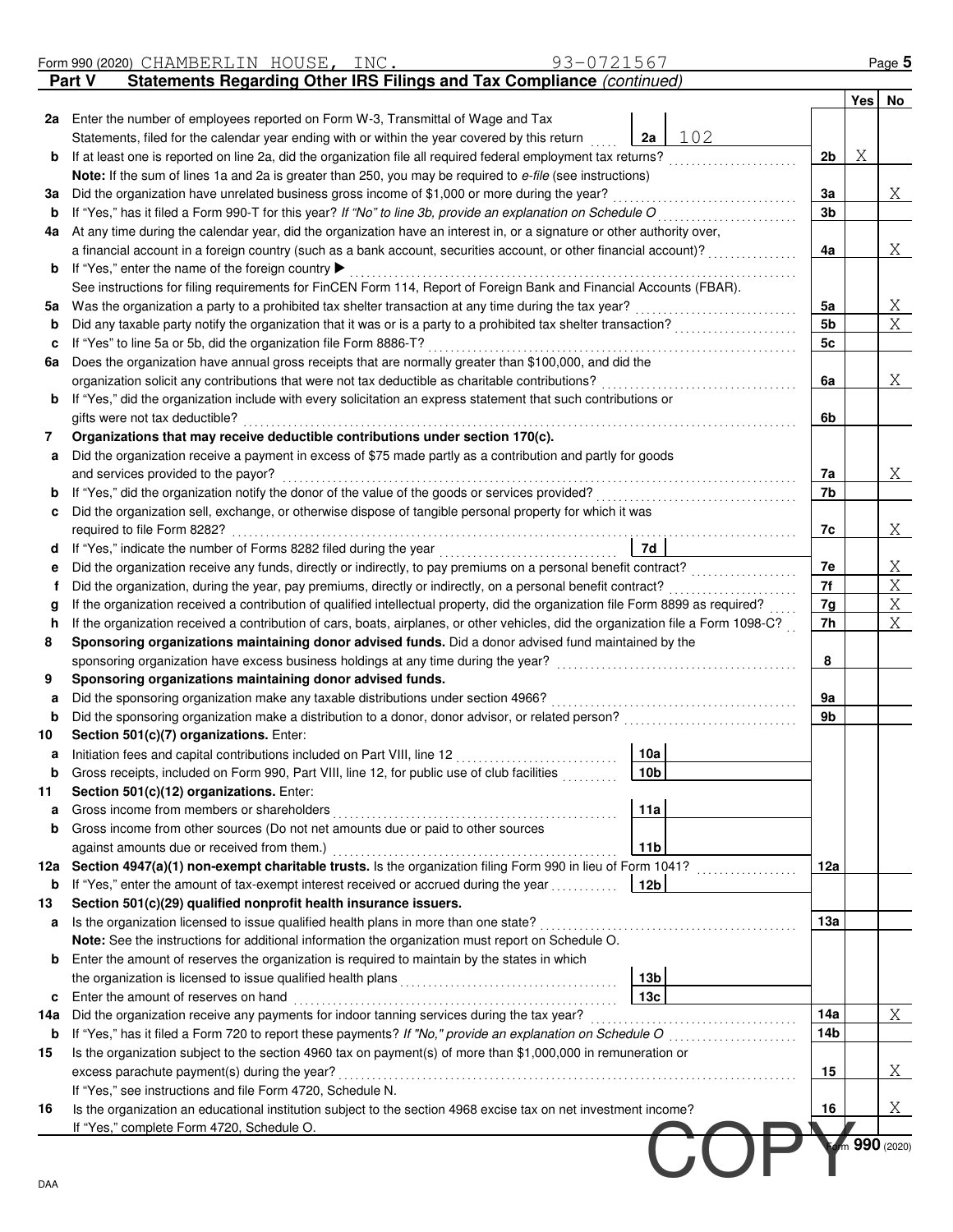Form 990 (2020) CHAMBERLIN HOUSE, INC. 93-0721567

## Part V Statements Regarding Other IRS Filings and Tax Compliance *(continued)*

| | | | | | Yes | No |
|---|---|---|---|---|---|---|
| **2a** | Enter the number of employees reported on Form W-3, Transmittal of Wage and Tax Statements, filed for the calendar year ending with or within the year covered by this return | 2a | 102 | | | |
| **b** | If at least one is reported on line 2a, did the organization file all required federal employment tax returns? | | | 2b | X | |
| | **Note:** If the sum of lines 1a and 2a is greater than 250, you may be required to *e-file* (see instructions) | | | | | |
| **3a** | Did the organization have unrelated business gross income of $1,000 or more during the year? | | | 3a | | X |
| **b** | If "Yes," has it filed a Form 990-T for this year? *If "No" to line 3b, provide an explanation on Schedule O* | | | 3b | | |
| **4a** | At any time during the calendar year, did the organization have an interest in, or a signature or other authority over, a financial account in a foreign country (such as a bank account, securities account, or other financial account)? | | | 4a | | X |
| **b** | If "Yes," enter the name of the foreign country ▶ | | | | | |
| | See instructions for filing requirements for FinCEN Form 114, Report of Foreign Bank and Financial Accounts (FBAR). | | | | | |
| **5a** | Was the organization a party to a prohibited tax shelter transaction at any time during the tax year? | | | 5a | | X |
| **b** | Did any taxable party notify the organization that it was or is a party to a prohibited tax shelter transaction? | | | 5b | | X |
| **c** | If "Yes" to line 5a or 5b, did the organization file Form 8886-T? | | | 5c | | |
| **6a** | Does the organization have annual gross receipts that are normally greater than $100,000, and did the organization solicit any contributions that were not tax deductible as charitable contributions? | | | 6a | | X |
| **b** | If "Yes," did the organization include with every solicitation an express statement that such contributions or gifts were not tax deductible? | | | 6b | | |
| **7** | **Organizations that may receive deductible contributions under section 170(c).** | | | | | |
| **a** | Did the organization receive a payment in excess of $75 made partly as a contribution and partly for goods and services provided to the payor? | | | 7a | | X |
| **b** | If "Yes," did the organization notify the donor of the value of the goods or services provided? | | | 7b | | |
| **c** | Did the organization sell, exchange, or otherwise dispose of tangible personal property for which it was required to file Form 8282? | | | 7c | | X |
| **d** | If "Yes," indicate the number of Forms 8282 filed during the year | 7d | | | | |
| **e** | Did the organization receive any funds, directly or indirectly, to pay premiums on a personal benefit contract? | | | 7e | | X |
| **f** | Did the organization, during the year, pay premiums, directly or indirectly, on a personal benefit contract? | | | 7f | | X |
| **g** | If the organization received a contribution of qualified intellectual property, did the organization file Form 8899 as required? | | | 7g | | X |
| **h** | If the organization received a contribution of cars, boats, airplanes, or other vehicles, did the organization file a Form 1098-C? | | | 7h | | X |
| **8** | **Sponsoring organizations maintaining donor advised funds.** Did a donor advised fund maintained by the sponsoring organization have excess business holdings at any time during the year? | | | 8 | | |
| **9** | **Sponsoring organizations maintaining donor advised funds.** | | | | | |
| **a** | Did the sponsoring organization make any taxable distributions under section 4966? | | | 9a | | |
| **b** | Did the sponsoring organization make a distribution to a donor, donor advisor, or related person? | | | 9b | | |
| **10** | **Section 501(c)(7) organizations.** Enter: | | | | | |
| **a** | Initiation fees and capital contributions included on Part VIII, line 12 | 10a | | | | |
| **b** | Gross receipts, included on Form 990, Part VIII, line 12, for public use of club facilities | 10b | | | | |
| **11** | **Section 501(c)(12) organizations.** Enter: | | | | | |
| **a** | Gross income from members or shareholders | 11a | | | | |
| **b** | Gross income from other sources (Do not net amounts due or paid to other sources against amounts due or received from them.) | 11b | | | | |
| **12a** | **Section 4947(a)(1) non-exempt charitable trusts.** Is the organization filing Form 990 in lieu of Form 1041? | | | 12a | | |
| **b** | If "Yes," enter the amount of tax-exempt interest received or accrued during the year | 12b | | | | |
| **13** | **Section 501(c)(29) qualified nonprofit health insurance issuers.** | | | | | |
| **a** | Is the organization licensed to issue qualified health plans in more than one state? | | | 13a | | |
| | **Note:** See the instructions for additional information the organization must report on Schedule O. | | | | | |
| **b** | Enter the amount of reserves the organization is required to maintain by the states in which the organization is licensed to issue qualified health plans | 13b | | | | |
| **c** | Enter the amount of reserves on hand | 13c | | | | |
| **14a** | Did the organization receive any payments for indoor tanning services during the tax year? | | | 14a | | X |
| **b** | If "Yes," has it filed a Form 720 to report these payments? *If "No," provide an explanation on Schedule O* | | | 14b | | |
| **15** | Is the organization subject to the section 4960 tax on payment(s) of more than $1,000,000 in remuneration or excess parachute payment(s) during the year? | | | 15 | | X |
| | If "Yes," see instructions and file Form 4720, Schedule N. | | | | | |
| **16** | Is the organization an educational institution subject to the section 4968 excise tax on net investment income? | | | 16 | | X |
| | If "Yes," complete Form 4720, Schedule O. | | | | | |

COPY

Form **990** (2020)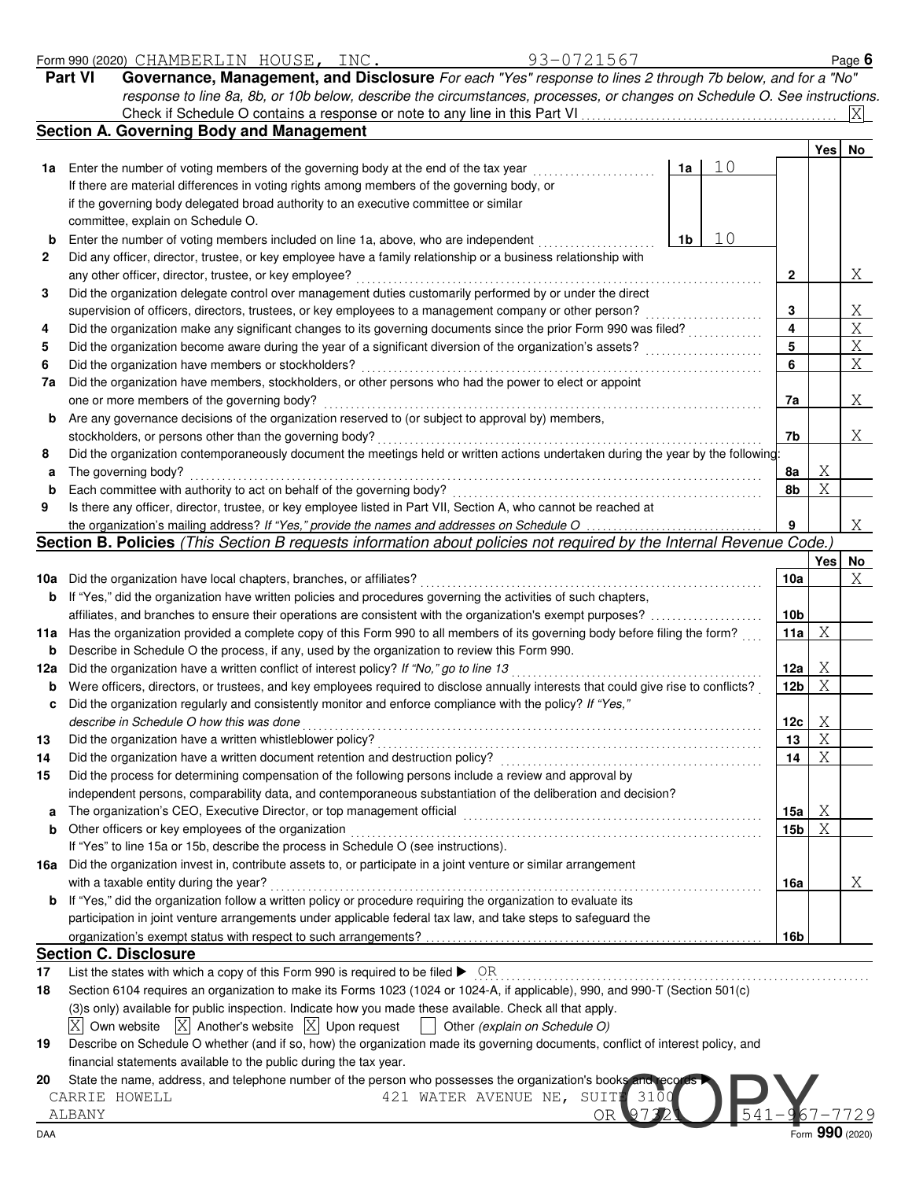Form 990 (2020) CHAMBERLIN HOUSE, INC. 93-0721567

## Part VI Governance, Management, and Disclosure

*For each "Yes" response to lines 2 through 7b below, and for a "No" response to line 8a, 8b, or 10b below, describe the circumstances, processes, or changes on Schedule O. See instructions.*

Check if Schedule O contains a response or note to any line in this Part VI .......... [X]

### Section A. Governing Body and Management

| | | | | Yes | No |
|---|---|---|---|---|---|
| **1a** | Enter the number of voting members of the governing body at the end of the tax year ... **1a** 10<br>If there are material differences in voting rights among members of the governing body, or if the governing body delegated broad authority to an executive committee or similar committee, explain on Schedule O. | | | | |
| **b** | Enter the number of voting members included on line 1a, above, who are independent ... **1b** 10 | | | | |
| **2** | Did any officer, director, trustee, or key employee have a family relationship or a business relationship with any other officer, director, trustee, or key employee? | | **2** | | X |
| **3** | Did the organization delegate control over management duties customarily performed by or under the direct supervision of officers, directors, trustees, or key employees to a management company or other person? | | **3** | | X |
| **4** | Did the organization make any significant changes to its governing documents since the prior Form 990 was filed? | | **4** | | X |
| **5** | Did the organization become aware during the year of a significant diversion of the organization's assets? | | **5** | | X |
| **6** | Did the organization have members or stockholders? | | **6** | | X |
| **7a** | Did the organization have members, stockholders, or other persons who had the power to elect or appoint one or more members of the governing body? | | **7a** | | X |
| **b** | Are any governance decisions of the organization reserved to (or subject to approval by) members, stockholders, or persons other than the governing body? | | **7b** | | X |
| **8** | Did the organization contemporaneously document the meetings held or written actions undertaken during the year by the following: | | | | |
| **a** | The governing body? | | **8a** | X | |
| **b** | Each committee with authority to act on behalf of the governing body? | | **8b** | X | |
| **9** | Is there any officer, director, trustee, or key employee listed in Part VII, Section A, who cannot be reached at the organization's mailing address? *If "Yes," provide the names and addresses on Schedule O* | | **9** | | X |

### Section B. Policies *(This Section B requests information about policies not required by the Internal Revenue Code.)*

| | | | Yes | No |
|---|---|---|---|---|
| **10a** | Did the organization have local chapters, branches, or affiliates? | **10a** | | X |
| **b** | If "Yes," did the organization have written policies and procedures governing the activities of such chapters, affiliates, and branches to ensure their operations are consistent with the organization's exempt purposes? | **10b** | | |
| **11a** | Has the organization provided a complete copy of this Form 990 to all members of its governing body before filing the form? | **11a** | X | |
| **b** | Describe in Schedule O the process, if any, used by the organization to review this Form 990. | | | |
| **12a** | Did the organization have a written conflict of interest policy? *If "No," go to line 13* | **12a** | X | |
| **b** | Were officers, directors, or trustees, and key employees required to disclose annually interests that could give rise to conflicts? | **12b** | X | |
| **c** | Did the organization regularly and consistently monitor and enforce compliance with the policy? *If "Yes," describe in Schedule O how this was done* | **12c** | X | |
| **13** | Did the organization have a written whistleblower policy? | **13** | X | |
| **14** | Did the organization have a written document retention and destruction policy? | **14** | X | |
| **15** | Did the process for determining compensation of the following persons include a review and approval by independent persons, comparability data, and contemporaneous substantiation of the deliberation and decision? | | | |
| **a** | The organization's CEO, Executive Director, or top management official | **15a** | X | |
| **b** | Other officers or key employees of the organization | **15b** | X | |
| | If "Yes" to line 15a or 15b, describe the process in Schedule O (see instructions). | | | |
| **16a** | Did the organization invest in, contribute assets to, or participate in a joint venture or similar arrangement with a taxable entity during the year? | **16a** | | X |
| **b** | If "Yes," did the organization follow a written policy or procedure requiring the organization to evaluate its participation in joint venture arrangements under applicable federal tax law, and take steps to safeguard the organization's exempt status with respect to such arrangements? | **16b** | | |

### Section C. Disclosure

**17** List the states with which a copy of this Form 990 is required to be filed ▶ OR

**18** Section 6104 requires an organization to make its Forms 1023 (1024 or 1024-A, if applicable), 990, and 990-T (Section 501(c)(3)s only) available for public inspection. Indicate how you made these available. Check all that apply.

[X] Own website [X] Another's website [X] Upon request [ ] Other *(explain on Schedule O)*

**19** Describe on Schedule O whether (and if so, how) the organization made its governing documents, conflict of interest policy, and financial statements available to the public during the tax year.

**20** State the name, address, and telephone number of the person who possesses the organization's books and records ▶

CARRIE HOWELL 421 WATER AVENUE NE, SUITE 3100
ALBANY OR 97321 541-967-7729

COPY

Form **990** (2020)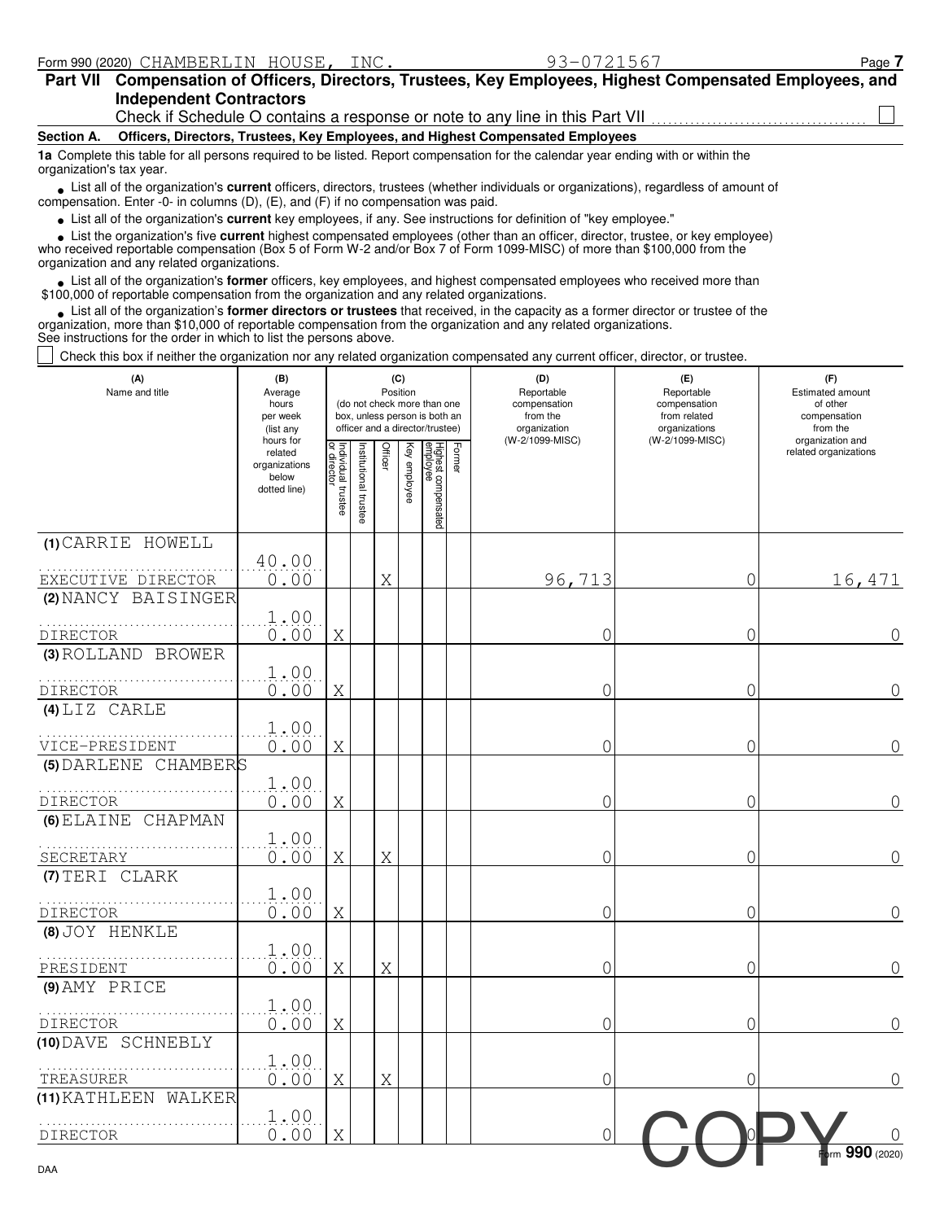Form 990 (2020) CHAMBERLIN HOUSE, INC. 93-0721567

## Part VII Compensation of Officers, Directors, Trustees, Key Employees, Highest Compensated Employees, and Independent Contractors

Check if Schedule O contains a response or note to any line in this Part VII ☐

**Section A. Officers, Directors, Trustees, Key Employees, and Highest Compensated Employees**

**1a** Complete this table for all persons required to be listed. Report compensation for the calendar year ending with or within the organization's tax year.

- List all of the organization's **current** officers, directors, trustees (whether individuals or organizations), regardless of amount of compensation. Enter -0- in columns (D), (E), and (F) if no compensation was paid.
- List all of the organization's **current** key employees, if any. See instructions for definition of "key employee."
- List the organization's five **current** highest compensated employees (other than an officer, director, trustee, or key employee) who received reportable compensation (Box 5 of Form W-2 and/or Box 7 of Form 1099-MISC) of more than $100,000 from the organization and any related organizations.
- List all of the organization's **former** officers, key employees, and highest compensated employees who received more than $100,000 of reportable compensation from the organization and any related organizations.
- List all of the organization's **former directors or trustees** that received, in the capacity as a former director or trustee of the organization, more than $10,000 of reportable compensation from the organization and any related organizations.

See instructions for the order in which to list the persons above.

☐ Check this box if neither the organization nor any related organization compensated any current officer, director, or trustee.

| (A) Name and title | (B) Average hours per week (list any hours for related organizations below dotted line) | (C) Position (do not check more than one box, unless person is both an officer and a director/trustee) | | | | | | (D) Reportable compensation from the organization (W-2/1099-MISC) | (E) Reportable compensation from related organizations (W-2/1099-MISC) | (F) Estimated amount of other compensation from the organization and related organizations |
|---|---|---|---|---|---|---|---|---|---|---|
| | | Individual trustee or director | Institutional trustee | Officer | Key employee | Highest compensated employee | Former | | | |
| (1) CARRIE HOWELL<br>EXECUTIVE DIRECTOR | 40.00<br>0.00 | | | X | | | | 96,713 | 0 | 16,471 |
| (2) NANCY BAISINGER<br>DIRECTOR | 1.00<br>0.00 | X | | | | | | 0 | 0 | 0 |
| (3) ROLLAND BROWER<br>DIRECTOR | 1.00<br>0.00 | X | | | | | | 0 | 0 | 0 |
| (4) LIZ CARLE<br>VICE-PRESIDENT | 1.00<br>0.00 | X | | | | | | 0 | 0 | 0 |
| (5) DARLENE CHAMBERS<br>DIRECTOR | 1.00<br>0.00 | X | | | | | | 0 | 0 | 0 |
| (6) ELAINE CHAPMAN<br>SECRETARY | 1.00<br>0.00 | X | | X | | | | 0 | 0 | 0 |
| (7) TERI CLARK<br>DIRECTOR | 1.00<br>0.00 | X | | | | | | 0 | 0 | 0 |
| (8) JOY HENKLE<br>PRESIDENT | 1.00<br>0.00 | X | | X | | | | 0 | 0 | 0 |
| (9) AMY PRICE<br>DIRECTOR | 1.00<br>0.00 | X | | | | | | 0 | 0 | 0 |
| (10) DAVE SCHNEBLY<br>TREASURER | 1.00<br>0.00 | X | | X | | | | 0 | 0 | 0 |
| (11) KATHLEEN WALKER<br>DIRECTOR | 1.00<br>0.00 | X | | | | | | 0 | 0 | 0 |

COPY

Form **990** (2020)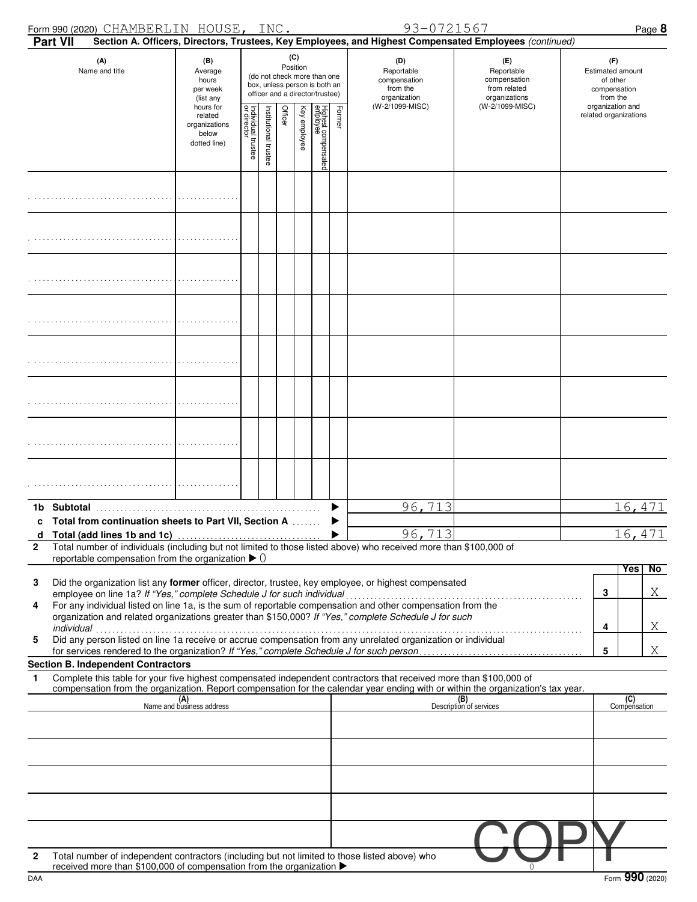Form 990 (2020) CHAMBERLIN HOUSE, INC. 93-0721567

**Part VII Section A. Officers, Directors, Trustees, Key Employees, and Highest Compensated Employees** *(continued)*

| (A) Name and title | (B) Average hours per week (list any hours for related organizations below dotted line) | (C) Position (do not check more than one box, unless person is both an officer and a director/trustee): Individual trustee or director | Institutional trustee | Officer | Key employee | Highest compensated employee | Former | (D) Reportable compensation from the organization (W-2/1099-MISC) | (E) Reportable compensation from related organizations (W-2/1099-MISC) | (F) Estimated amount of other compensation from the organization and related organizations |
|---|---|---|---|---|---|---|---|---|---|---|
| | | | | | | | | | | |
| | | | | | | | | | | |
| | | | | | | | | | | |
| | | | | | | | | | | |
| | | | | | | | | | | |
| | | | | | | | | | | |
| | | | | | | | | | | |
| | | | | | | | | | | |
| **1b Subtotal** | | | | | | | | 96,713 | | 16,471 |
| **c Total from continuation sheets to Part VII, Section A** | | | | | | | | | | |
| **d Total (add lines 1b and 1c)** | | | | | | | | 96,713 | | 16,471 |

**2** Total number of individuals (including but not limited to those listed above) who received more than $100,000 of reportable compensation from the organization ▶ 0

| | | | Yes | No |
|---|---|---|---|---|
| **3** | Did the organization list any **former** officer, director, trustee, key employee, or highest compensated employee on line 1a? *If "Yes," complete Schedule J for such individual* | 3 | | X |
| **4** | For any individual listed on line 1a, is the sum of reportable compensation and other compensation from the organization and related organizations greater than $150,000? *If "Yes," complete Schedule J for such individual* | 4 | | X |
| **5** | Did any person listed on line 1a receive or accrue compensation from any unrelated organization or individual for services rendered to the organization? *If "Yes," complete Schedule J for such person* | 5 | | X |

**Section B. Independent Contractors**

**1** Complete this table for your five highest compensated independent contractors that received more than $100,000 of compensation from the organization. Report compensation for the calendar year ending with or within the organization's tax year.

| (A) Name and business address | (B) Description of services | (C) Compensation |
|---|---|---|
| | | |
| | | |
| | | |
| | | |
| | | |

**2** Total number of independent contractors (including but not limited to those listed above) who received more than $100,000 of compensation from the organization ▶ 0

COPY

Form **990** (2020)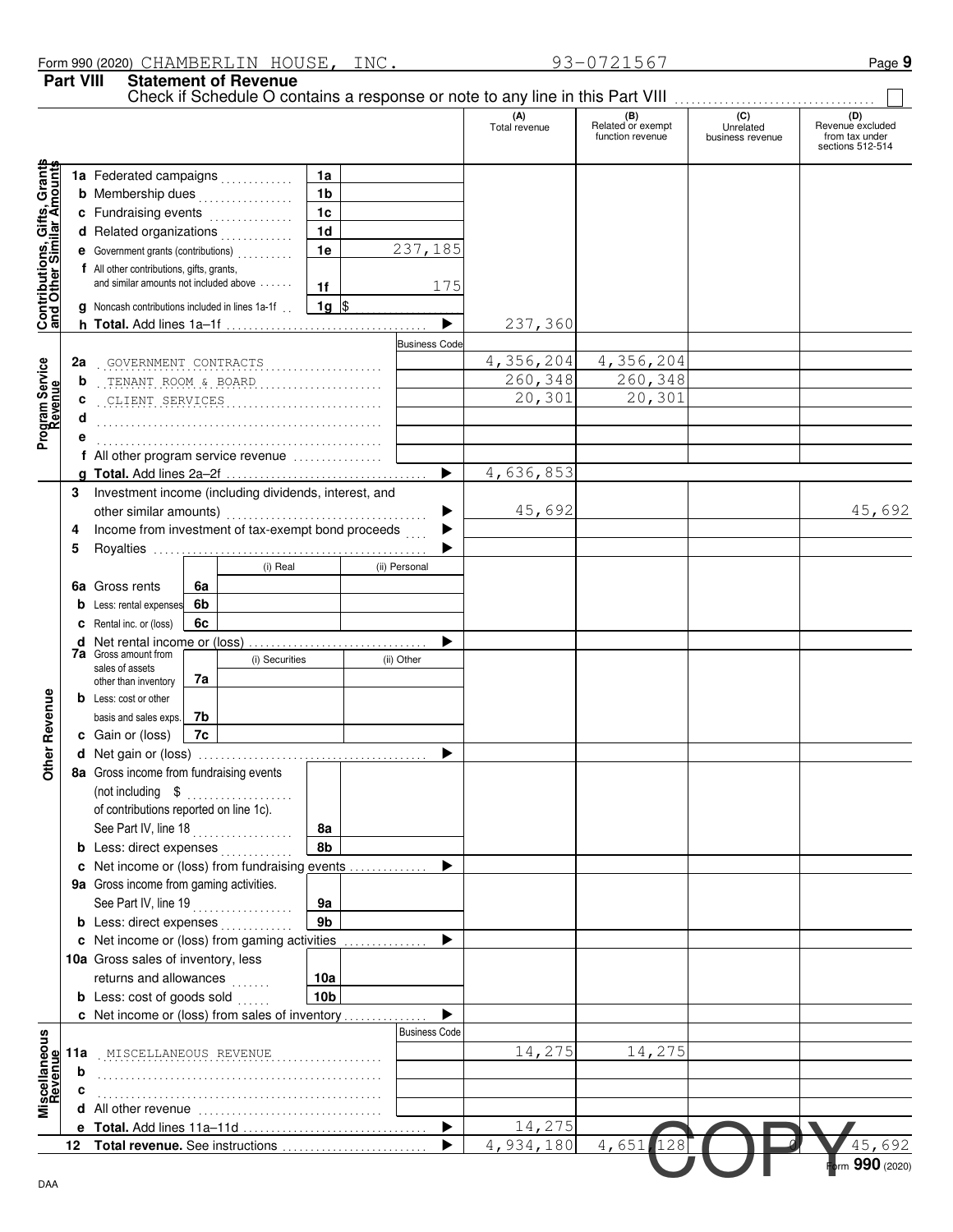Form 990 (2020) CHAMBERLIN HOUSE, INC. 93-0721567

## Part VIII Statement of Revenue

Check if Schedule O contains a response or note to any line in this Part VIII ☐

| | | | | (A) Total revenue | (B) Related or exempt function revenue | (C) Unrelated business revenue | (D) Revenue excluded from tax under sections 512-514 |
|---|---|---|---|---|---|---|---|
| **Contributions, Gifts, Grants and Other Similar Amounts** | 1a Federated campaigns | 1a | | | | | |
| | b Membership dues | 1b | | | | | |
| | c Fundraising events | 1c | | | | | |
| | d Related organizations | 1d | | | | | |
| | e Government grants (contributions) | 1e | 237,185 | | | | |
| | f All other contributions, gifts, grants, and similar amounts not included above | 1f | 175 | | | | |
| | g Noncash contributions included in lines 1a-1f | 1g | $ | | | | |
| | h **Total.** Add lines 1a–1f | | ▶ | 237,360 | | | |
| **Program Service Revenue** | | | Business Code | | | | |
| | 2a GOVERNMENT CONTRACTS | | | 4,356,204 | 4,356,204 | | |
| | b TENANT ROOM & BOARD | | | 260,348 | 260,348 | | |
| | c CLIENT SERVICES | | | 20,301 | 20,301 | | |
| | d | | | | | | |
| | e | | | | | | |
| | f All other program service revenue | | | | | | |
| | g **Total.** Add lines 2a–2f | | ▶ | 4,636,853 | | | |
| **Other Revenue** | 3 Investment income (including dividends, interest, and other similar amounts) | | ▶ | 45,692 | | | 45,692 |
| | 4 Income from investment of tax-exempt bond proceeds | | ▶ | | | | |
| | 5 Royalties | | ▶ | | | | |
| | | (i) Real | (ii) Personal | | | | |
| | 6a Gross rents | 6a | | | | | |
| | b Less: rental expenses | 6b | | | | | |
| | c Rental inc. or (loss) | 6c | | | | | |
| | d Net rental income or (loss) | | ▶ | | | | |
| | 7a Gross amount from sales of assets other than inventory | (i) Securities 7a | (ii) Other | | | | |
| | b Less: cost or other basis and sales exps. | 7b | | | | | |
| | c Gain or (loss) | 7c | | | | | |
| | d Net gain or (loss) | | ▶ | | | | |
| | 8a Gross income from fundraising events (not including $ of contributions reported on line 1c). See Part IV, line 18 | 8a | | | | | |
| | b Less: direct expenses | 8b | | | | | |
| | c Net income or (loss) from fundraising events | | ▶ | | | | |
| | 9a Gross income from gaming activities. See Part IV, line 19 | 9a | | | | | |
| | b Less: direct expenses | 9b | | | | | |
| | c Net income or (loss) from gaming activities | | ▶ | | | | |
| | 10a Gross sales of inventory, less returns and allowances | 10a | | | | | |
| | b Less: cost of goods sold | 10b | | | | | |
| | c Net income or (loss) from sales of inventory | | ▶ | | | | |
| **Miscellaneous Revenue** | | | Business Code | | | | |
| | 11a MISCELLANEOUS REVENUE | | | 14,275 | 14,275 | | |
| | b | | | | | | |
| | c | | | | | | |
| | d All other revenue | | | | | | |
| | e **Total.** Add lines 11a–11d | | ▶ | 14,275 | | | |
| | 12 **Total revenue.** See instructions | | ▶ | 4,934,180 | 4,651,128 | 0 | 45,692 |

Form **990** (2020)

DAA

COPY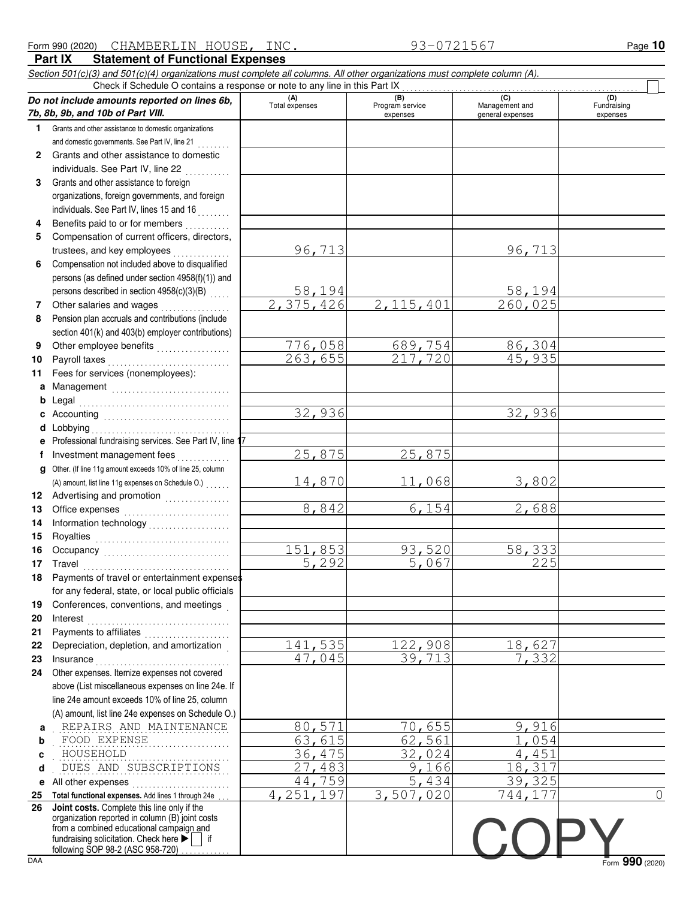Form 990 (2020) CHAMBERLIN HOUSE, INC. 93-0721567

## Part IX Statement of Functional Expenses

*Section 501(c)(3) and 501(c)(4) organizations must complete all columns. All other organizations must complete column (A).*

Check if Schedule O contains a response or note to any line in this Part IX ☐

| ***Do not include amounts reported on lines 6b, 7b, 8b, 9b, and 10b of Part VIII.*** | (A) Total expenses | (B) Program service expenses | (C) Management and general expenses | (D) Fundraising expenses |
|---|---|---|---|---|
| **1** Grants and other assistance to domestic organizations and domestic governments. See Part IV, line 21 | | | | |
| **2** Grants and other assistance to domestic individuals. See Part IV, line 22 | | | | |
| **3** Grants and other assistance to foreign organizations, foreign governments, and foreign individuals. See Part IV, lines 15 and 16 | | | | |
| **4** Benefits paid to or for members | | | | |
| **5** Compensation of current officers, directors, trustees, and key employees | 96,713 | | 96,713 | |
| **6** Compensation not included above to disqualified persons (as defined under section 4958(f)(1)) and persons described in section 4958(c)(3)(B) | 58,194 | | 58,194 | |
| **7** Other salaries and wages | 2,375,426 | 2,115,401 | 260,025 | |
| **8** Pension plan accruals and contributions (include section 401(k) and 403(b) employer contributions) | | | | |
| **9** Other employee benefits | 776,058 | 689,754 | 86,304 | |
| **10** Payroll taxes | 263,655 | 217,720 | 45,935 | |
| **11** Fees for services (nonemployees): | | | | |
| **a** Management | | | | |
| **b** Legal | | | | |
| **c** Accounting | 32,936 | | 32,936 | |
| **d** Lobbying | | | | |
| **e** Professional fundraising services. See Part IV, line 17 | | | | |
| **f** Investment management fees | 25,875 | 25,875 | | |
| **g** Other. (If line 11g amount exceeds 10% of line 25, column (A) amount, list line 11g expenses on Schedule O.) | 14,870 | 11,068 | 3,802 | |
| **12** Advertising and promotion | | | | |
| **13** Office expenses | 8,842 | 6,154 | 2,688 | |
| **14** Information technology | | | | |
| **15** Royalties | | | | |
| **16** Occupancy | 151,853 | 93,520 | 58,333 | |
| **17** Travel | 5,292 | 5,067 | 225 | |
| **18** Payments of travel or entertainment expenses for any federal, state, or local public officials | | | | |
| **19** Conferences, conventions, and meetings | | | | |
| **20** Interest | | | | |
| **21** Payments to affiliates | | | | |
| **22** Depreciation, depletion, and amortization | 141,535 | 122,908 | 18,627 | |
| **23** Insurance | 47,045 | 39,713 | 7,332 | |
| **24** Other expenses. Itemize expenses not covered above (List miscellaneous expenses on line 24e. If line 24e amount exceeds 10% of line 25, column (A) amount, list line 24e expenses on Schedule O.) | | | | |
| **a** REPAIRS AND MAINTENANCE | 80,571 | 70,655 | 9,916 | |
| **b** FOOD EXPENSE | 63,615 | 62,561 | 1,054 | |
| **c** HOUSEHOLD | 36,475 | 32,024 | 4,451 | |
| **d** DUES AND SUBSCRIPTIONS | 27,483 | 9,166 | 18,317 | |
| **e** All other expenses | 44,759 | 5,434 | 39,325 | |
| **25 Total functional expenses.** Add lines 1 through 24e | 4,251,197 | 3,507,020 | 744,177 | 0 |
| **26 Joint costs.** Complete this line only if the organization reported in column (B) joint costs from a combined educational campaign and fundraising solicitation. Check here ▶ ☐ if following SOP 98-2 (ASC 958-720) | | | | |

COPY

Form **990** (2020)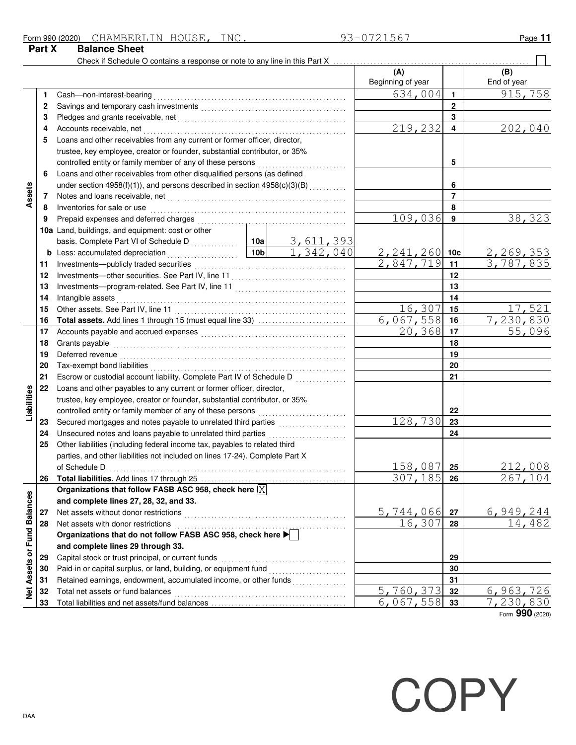Form 990 (2020) CHAMBERLIN HOUSE, INC. 93-0721567

## Part X Balance Sheet

Check if Schedule O contains a response or note to any line in this Part X ☐

| | | | | (A) Beginning of year | | (B) End of year |
|---|---|---|---|---|---|---|
| **Assets** | 1 | Cash—non-interest-bearing | | 634,004 | 1 | 915,758 |
| | 2 | Savings and temporary cash investments | | | 2 | |
| | 3 | Pledges and grants receivable, net | | | 3 | |
| | 4 | Accounts receivable, net | | 219,232 | 4 | 202,040 |
| | 5 | Loans and other receivables from any current or former officer, director, trustee, key employee, creator or founder, substantial contributor, or 35% controlled entity or family member of any of these persons | | | 5 | |
| | 6 | Loans and other receivables from other disqualified persons (as defined under section 4958(f)(1)), and persons described in section 4958(c)(3)(B) | | | 6 | |
| | 7 | Notes and loans receivable, net | | | 7 | |
| | 8 | Inventories for sale or use | | | 8 | |
| | 9 | Prepaid expenses and deferred charges | | 109,036 | 9 | 38,323 |
| | 10a | Land, buildings, and equipment: cost or other basis. Complete Part VI of Schedule D | 10a 3,611,393 | | | |
| | b | Less: accumulated depreciation | 10b 1,342,040 | 2,241,260 | 10c | 2,269,353 |
| | 11 | Investments—publicly traded securities | | 2,847,719 | 11 | 3,787,835 |
| | 12 | Investments—other securities. See Part IV, line 11 | | | 12 | |
| | 13 | Investments—program-related. See Part IV, line 11 | | | 13 | |
| | 14 | Intangible assets | | | 14 | |
| | 15 | Other assets. See Part IV, line 11 | | 16,307 | 15 | 17,521 |
| | 16 | **Total assets.** Add lines 1 through 15 (must equal line 33) | | 6,067,558 | 16 | 7,230,830 |
| **Liabilities** | 17 | Accounts payable and accrued expenses | | 20,368 | 17 | 55,096 |
| | 18 | Grants payable | | | 18 | |
| | 19 | Deferred revenue | | | 19 | |
| | 20 | Tax-exempt bond liabilities | | | 20 | |
| | 21 | Escrow or custodial account liability. Complete Part IV of Schedule D | | | 21 | |
| | 22 | Loans and other payables to any current or former officer, director, trustee, key employee, creator or founder, substantial contributor, or 35% controlled entity or family member of any of these persons | | | 22 | |
| | 23 | Secured mortgages and notes payable to unrelated third parties | | 128,730 | 23 | |
| | 24 | Unsecured notes and loans payable to unrelated third parties | | | 24 | |
| | 25 | Other liabilities (including federal income tax, payables to related third parties, and other liabilities not included on lines 17-24). Complete Part X of Schedule D | | 158,087 | 25 | 212,008 |
| | 26 | **Total liabilities.** Add lines 17 through 25 | | 307,185 | 26 | 267,104 |
| **Net Assets or Fund Balances** | | **Organizations that follow FASB ASC 958, check here** ☒ **and complete lines 27, 28, 32, and 33.** | | | | |
| | 27 | Net assets without donor restrictions | | 5,744,066 | 27 | 6,949,244 |
| | 28 | Net assets with donor restrictions | | 16,307 | 28 | 14,482 |
| | | **Organizations that do not follow FASB ASC 958, check here** ☐ **and complete lines 29 through 33.** | | | | |
| | 29 | Capital stock or trust principal, or current funds | | | 29 | |
| | 30 | Paid-in or capital surplus, or land, building, or equipment fund | | | 30 | |
| | 31 | Retained earnings, endowment, accumulated income, or other funds | | | 31 | |
| | 32 | Total net assets or fund balances | | 5,760,373 | 32 | 6,963,726 |
| | 33 | Total liabilities and net assets/fund balances | | 6,067,558 | 33 | 7,230,830 |

Form **990** (2020)

DAA

COPY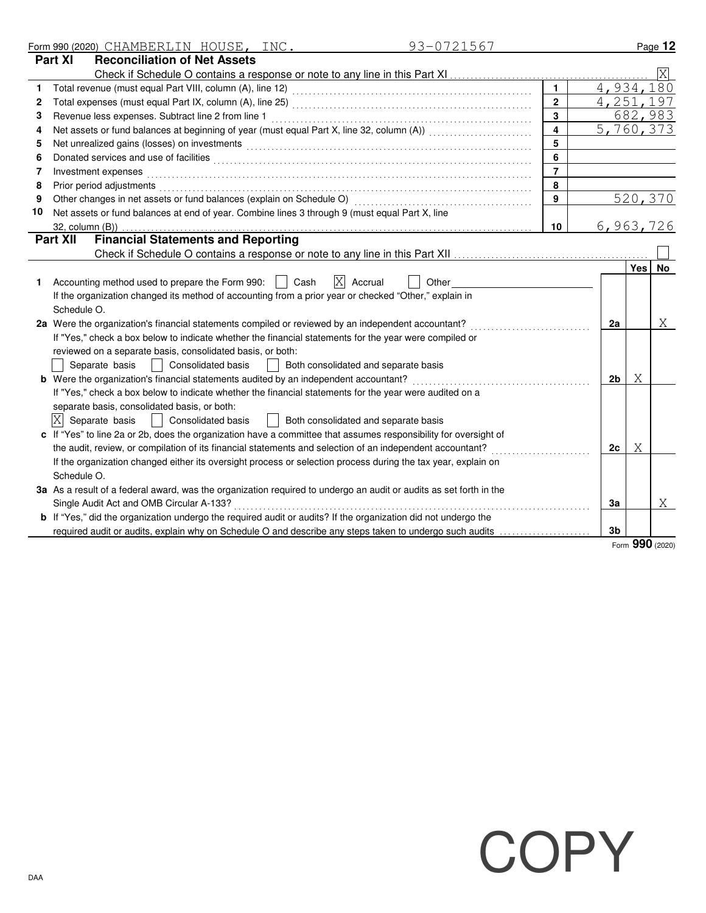Form 990 (2020) CHAMBERLIN HOUSE, INC. 93-0721567

## Part XI Reconciliation of Net Assets

Check if Schedule O contains a response or note to any line in this Part XI .......... [X]

| | | | |
|---|---|---|---|
| 1 | Total revenue (must equal Part VIII, column (A), line 12) | 1 | 4,934,180 |
| 2 | Total expenses (must equal Part IX, column (A), line 25) | 2 | 4,251,197 |
| 3 | Revenue less expenses. Subtract line 2 from line 1 | 3 | 682,983 |
| 4 | Net assets or fund balances at beginning of year (must equal Part X, line 32, column (A)) | 4 | 5,760,373 |
| 5 | Net unrealized gains (losses) on investments | 5 | |
| 6 | Donated services and use of facilities | 6 | |
| 7 | Investment expenses | 7 | |
| 8 | Prior period adjustments | 8 | |
| 9 | Other changes in net assets or fund balances (explain on Schedule O) | 9 | 520,370 |
| 10 | Net assets or fund balances at end of year. Combine lines 3 through 9 (must equal Part X, line 32, column (B)) | 10 | 6,963,726 |

## Part XII Financial Statements and Reporting

Check if Schedule O contains a response or note to any line in this Part XII .......... [ ]

| | | | Yes | No |
|---|---|---|---|---|
| 1 | Accounting method used to prepare the Form 990: [ ] Cash [X] Accrual [ ] Other<br>If the organization changed its method of accounting from a prior year or checked "Other," explain in Schedule O. | | | |
| 2a | Were the organization's financial statements compiled or reviewed by an independent accountant?<br>If "Yes," check a box below to indicate whether the financial statements for the year were compiled or reviewed on a separate basis, consolidated basis, or both:<br>[ ] Separate basis [ ] Consolidated basis [ ] Both consolidated and separate basis | 2a | | X |
| b | Were the organization's financial statements audited by an independent accountant?<br>If "Yes," check a box below to indicate whether the financial statements for the year were audited on a separate basis, consolidated basis, or both:<br>[X] Separate basis [ ] Consolidated basis [ ] Both consolidated and separate basis | 2b | X | |
| c | If "Yes" to line 2a or 2b, does the organization have a committee that assumes responsibility for oversight of the audit, review, or compilation of its financial statements and selection of an independent accountant?<br>If the organization changed either its oversight process or selection process during the tax year, explain on Schedule O. | 2c | X | |
| 3a | As a result of a federal award, was the organization required to undergo an audit or audits as set forth in the Single Audit Act and OMB Circular A-133? | 3a | | X |
| b | If "Yes," did the organization undergo the required audit or audits? If the organization did not undergo the required audit or audits, explain why on Schedule O and describe any steps taken to undergo such audits | 3b | | |

Form **990** (2020)

COPY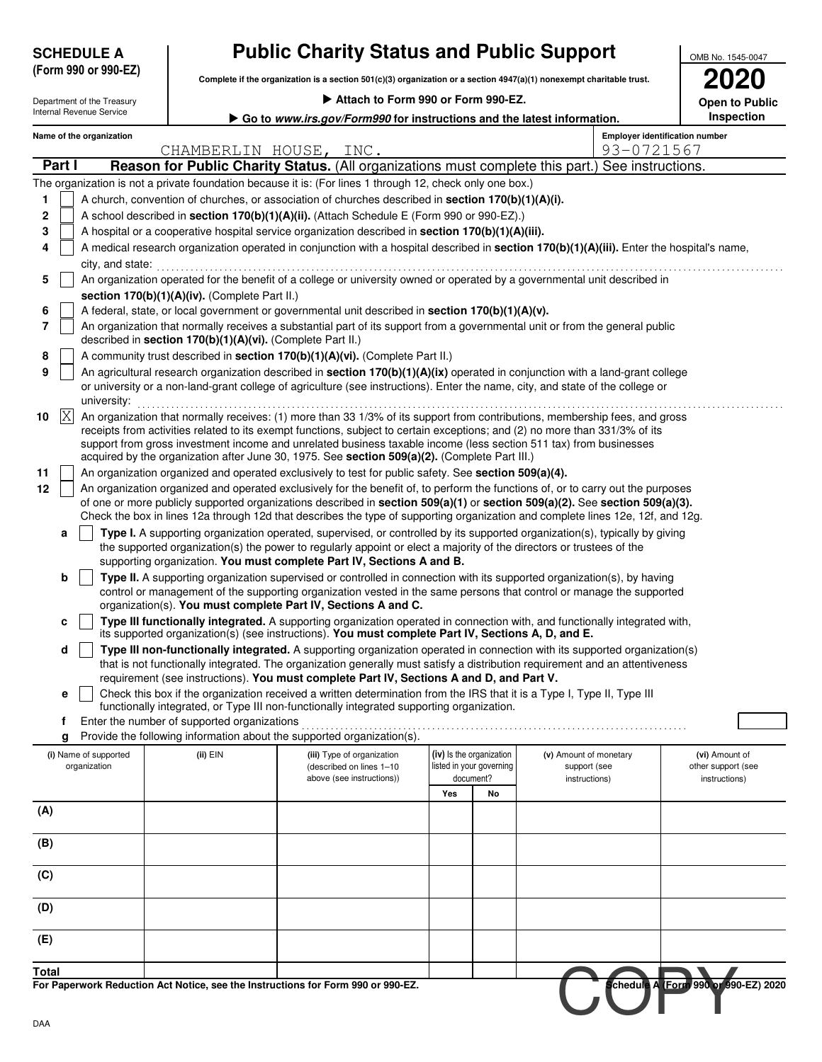**SCHEDULE A (Form 990 or 990-EZ)**

Department of the Treasury
Internal Revenue Service

# Public Charity Status and Public Support

**Complete if the organization is a section 501(c)(3) organization or a section 4947(a)(1) nonexempt charitable trust.**

▶ **Attach to Form 990 or Form 990-EZ.**

▶ **Go to www.irs.gov/Form990 for instructions and the latest information.**

OMB No. 1545-0047

**2020**

**Open to Public Inspection**

**Name of the organization:** CHAMBERLIN HOUSE, INC.

**Employer identification number:** 93-0721567

## Part I Reason for Public Charity Status. (All organizations must complete this part.) See instructions.

The organization is not a private foundation because it is: (For lines 1 through 12, check only one box.)

1. [ ] A church, convention of churches, or association of churches described in **section 170(b)(1)(A)(i).**
2. [ ] A school described in **section 170(b)(1)(A)(ii).** (Attach Schedule E (Form 990 or 990-EZ).)
3. [ ] A hospital or a cooperative hospital service organization described in **section 170(b)(1)(A)(iii).**
4. [ ] A medical research organization operated in conjunction with a hospital described in **section 170(b)(1)(A)(iii).** Enter the hospital's name, city, and state:
5. [ ] An organization operated for the benefit of a college or university owned or operated by a governmental unit described in **section 170(b)(1)(A)(iv).** (Complete Part II.)
6. [ ] A federal, state, or local government or governmental unit described in **section 170(b)(1)(A)(v).**
7. [ ] An organization that normally receives a substantial part of its support from a governmental unit or from the general public described in **section 170(b)(1)(A)(vi).** (Complete Part II.)
8. [ ] A community trust described in **section 170(b)(1)(A)(vi).** (Complete Part II.)
9. [ ] An agricultural research organization described in **section 170(b)(1)(A)(ix)** operated in conjunction with a land-grant college or university or a non-land-grant college of agriculture (see instructions). Enter the name, city, and state of the college or university:
10. [X] An organization that normally receives: (1) more than 33 1/3% of its support from contributions, membership fees, and gross receipts from activities related to its exempt functions, subject to certain exceptions; and (2) no more than 331/3% of its support from gross investment income and unrelated business taxable income (less section 511 tax) from businesses acquired by the organization after June 30, 1975. See **section 509(a)(2).** (Complete Part III.)
11. [ ] An organization organized and operated exclusively to test for public safety. See **section 509(a)(4).**
12. [ ] An organization organized and operated exclusively for the benefit of, to perform the functions of, or to carry out the purposes of one or more publicly supported organizations described in **section 509(a)(1)** or **section 509(a)(2).** See **section 509(a)(3).** Check the box in lines 12a through 12d that describes the type of supporting organization and complete lines 12e, 12f, and 12g.
   - **a** [ ] **Type I.** A supporting organization operated, supervised, or controlled by its supported organization(s), typically by giving the supported organization(s) the power to regularly appoint or elect a majority of the directors or trustees of the supporting organization. **You must complete Part IV, Sections A and B.**
   - **b** [ ] **Type II.** A supporting organization supervised or controlled in connection with its supported organization(s), by having control or management of the supporting organization vested in the same persons that control or manage the supported organization(s). **You must complete Part IV, Sections A and C.**
   - **c** [ ] **Type III functionally integrated.** A supporting organization operated in connection with, and functionally integrated with, its supported organization(s) (see instructions). **You must complete Part IV, Sections A, D, and E.**
   - **d** [ ] **Type III non-functionally integrated.** A supporting organization operated in connection with its supported organization(s) that is not functionally integrated. The organization generally must satisfy a distribution requirement and an attentiveness requirement (see instructions). **You must complete Part IV, Sections A and D, and Part V.**
   - **e** [ ] Check this box if the organization received a written determination from the IRS that it is a Type I, Type II, Type III functionally integrated, or Type III non-functionally integrated supporting organization.
   - **f** Enter the number of supported organizations
   - **g** Provide the following information about the supported organization(s).

| | (i) Name of supported organization | (ii) EIN | (iii) Type of organization (described on lines 1–10 above (see instructions)) | (iv) Is the organization listed in your governing document? Yes | No | (v) Amount of monetary support (see instructions) | (vi) Amount of other support (see instructions) |
|---|---|---|---|---|---|---|---|
| (A) | | | | | | | |
| (B) | | | | | | | |
| (C) | | | | | | | |
| (D) | | | | | | | |
| (E) | | | | | | | |
| **Total** | | | | | | | |

**For Paperwork Reduction Act Notice, see the Instructions for Form 990 or 990-EZ.**

**Schedule A (Form 990 or 990-EZ) 2020**

DAA

COPY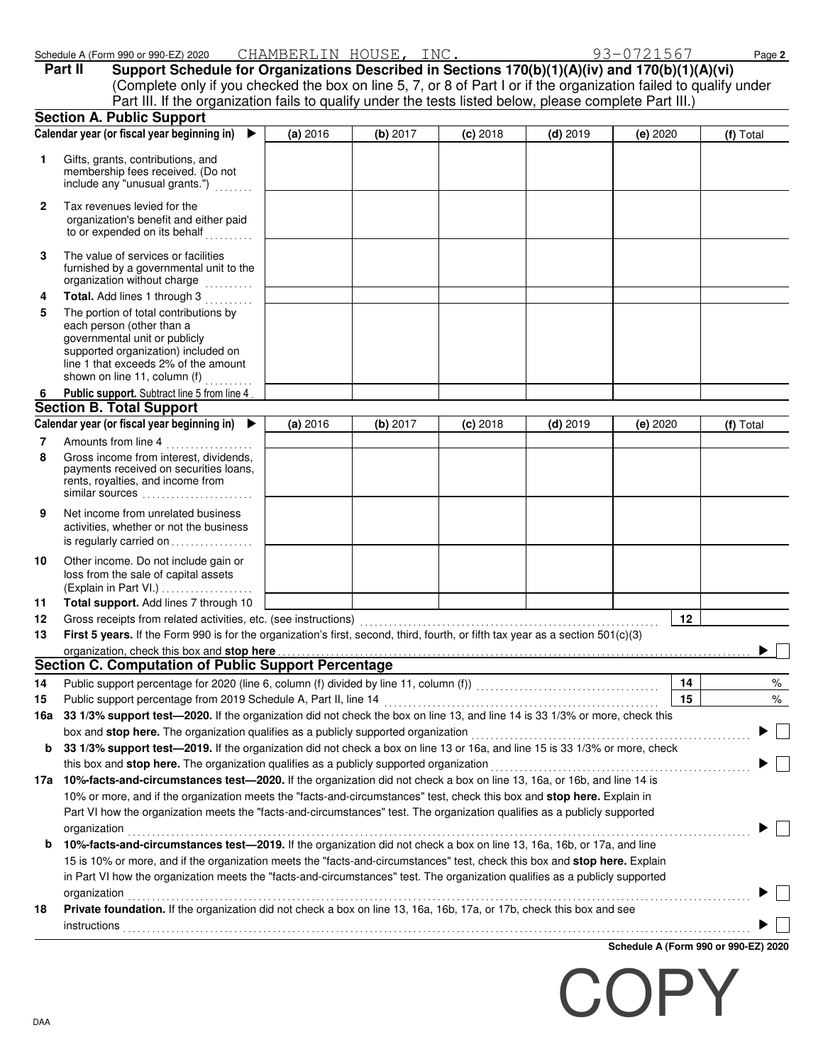Schedule A (Form 990 or 990-EZ) 2020 CHAMBERLIN HOUSE, INC. 93-0721567

**Part II Support Schedule for Organizations Described in Sections 170(b)(1)(A)(iv) and 170(b)(1)(A)(vi)**
(Complete only if you checked the box on line 5, 7, or 8 of Part I or if the organization failed to qualify under Part III. If the organization fails to qualify under the tests listed below, please complete Part III.)

### Section A. Public Support

| Calendar year (or fiscal year beginning in) ▶ | (a) 2016 | (b) 2017 | (c) 2018 | (d) 2019 | (e) 2020 | (f) Total |
|---|---|---|---|---|---|---|
| 1 Gifts, grants, contributions, and membership fees received. (Do not include any "unusual grants.") | | | | | | |
| 2 Tax revenues levied for the organization's benefit and either paid to or expended on its behalf | | | | | | |
| 3 The value of services or facilities furnished by a governmental unit to the organization without charge | | | | | | |
| 4 **Total.** Add lines 1 through 3 | | | | | | |
| 5 The portion of total contributions by each person (other than a governmental unit or publicly supported organization) included on line 1 that exceeds 2% of the amount shown on line 11, column (f) | | | | | | |
| 6 **Public support.** Subtract line 5 from line 4 | | | | | | |

### Section B. Total Support

| Calendar year (or fiscal year beginning in) ▶ | (a) 2016 | (b) 2017 | (c) 2018 | (d) 2019 | (e) 2020 | (f) Total |
|---|---|---|---|---|---|---|
| 7 Amounts from line 4 | | | | | | |
| 8 Gross income from interest, dividends, payments received on securities loans, rents, royalties, and income from similar sources | | | | | | |
| 9 Net income from unrelated business activities, whether or not the business is regularly carried on | | | | | | |
| 10 Other income. Do not include gain or loss from the sale of capital assets (Explain in Part VI.) | | | | | | |
| 11 **Total support.** Add lines 7 through 10 | | | | | | |

12 Gross receipts from related activities, etc. (see instructions) | 12 |

13 **First 5 years.** If the Form 990 is for the organization's first, second, third, fourth, or fifth tax year as a section 501(c)(3) organization, check this box and **stop here** ▶ ☐

### Section C. Computation of Public Support Percentage

14 Public support percentage for 2020 (line 6, column (f) divided by line 11, column (f)) | 14 | %

15 Public support percentage from 2019 Schedule A, Part II, line 14 | 15 | %

16a **33 1/3% support test—2020.** If the organization did not check the box on line 13, and line 14 is 33 1/3% or more, check this box and **stop here.** The organization qualifies as a publicly supported organization ▶ ☐

b **33 1/3% support test—2019.** If the organization did not check a box on line 13 or 16a, and line 15 is 33 1/3% or more, check this box and **stop here.** The organization qualifies as a publicly supported organization ▶ ☐

17a **10%-facts-and-circumstances test—2020.** If the organization did not check a box on line 13, 16a, or 16b, and line 14 is 10% or more, and if the organization meets the "facts-and-circumstances" test, check this box and **stop here.** Explain in Part VI how the organization meets the "facts-and-circumstances" test. The organization qualifies as a publicly supported organization ▶ ☐

b **10%-facts-and-circumstances test—2019.** If the organization did not check a box on line 13, 16a, 16b, or 17a, and line 15 is 10% or more, and if the organization meets the "facts-and-circumstances" test, check this box and **stop here.** Explain in Part VI how the organization meets the "facts-and-circumstances" test. The organization qualifies as a publicly supported organization ▶ ☐

18 **Private foundation.** If the organization did not check a box on line 13, 16a, 16b, 17a, or 17b, check this box and see instructions ▶ ☐

**Schedule A (Form 990 or 990-EZ) 2020**

COPY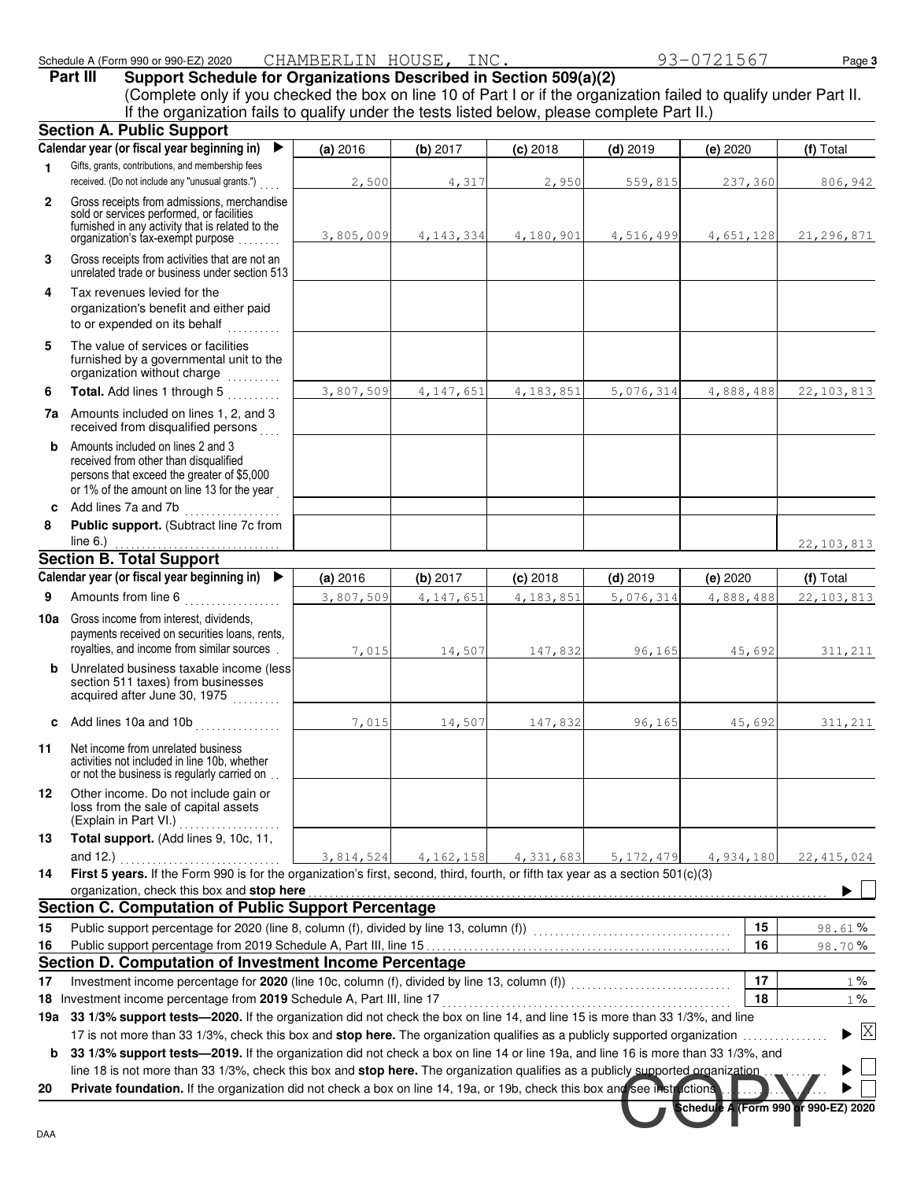Schedule A (Form 990 or 990-EZ) 2020 CHAMBERLIN HOUSE, INC. 93-0721567

## Part III Support Schedule for Organizations Described in Section 509(a)(2)

(Complete only if you checked the box on line 10 of Part I or if the organization failed to qualify under Part II. If the organization fails to qualify under the tests listed below, please complete Part II.)

### Section A. Public Support

| | Calendar year (or fiscal year beginning in) ▶ | (a) 2016 | (b) 2017 | (c) 2018 | (d) 2019 | (e) 2020 | (f) Total |
|---|---|---|---|---|---|---|---|
| 1 | Gifts, grants, contributions, and membership fees received. (Do not include any "unusual grants.") | 2,500 | 4,317 | 2,950 | 559,815 | 237,360 | 806,942 |
| 2 | Gross receipts from admissions, merchandise sold or services performed, or facilities furnished in any activity that is related to the organization's tax-exempt purpose | 3,805,009 | 4,143,334 | 4,180,901 | 4,516,499 | 4,651,128 | 21,296,871 |
| 3 | Gross receipts from activities that are not an unrelated trade or business under section 513 | | | | | | |
| 4 | Tax revenues levied for the organization's benefit and either paid to or expended on its behalf | | | | | | |
| 5 | The value of services or facilities furnished by a governmental unit to the organization without charge | | | | | | |
| 6 | **Total.** Add lines 1 through 5 | 3,807,509 | 4,147,651 | 4,183,851 | 5,076,314 | 4,888,488 | 22,103,813 |
| 7a | Amounts included on lines 1, 2, and 3 received from disqualified persons | | | | | | |
| b | Amounts included on lines 2 and 3 received from other than disqualified persons that exceed the greater of $5,000 or 1% of the amount on line 13 for the year | | | | | | |
| c | Add lines 7a and 7b | | | | | | |
| 8 | **Public support.** (Subtract line 7c from line 6.) | | | | | | 22,103,813 |

### Section B. Total Support

| | Calendar year (or fiscal year beginning in) ▶ | (a) 2016 | (b) 2017 | (c) 2018 | (d) 2019 | (e) 2020 | (f) Total |
|---|---|---|---|---|---|---|---|
| 9 | Amounts from line 6 | 3,807,509 | 4,147,651 | 4,183,851 | 5,076,314 | 4,888,488 | 22,103,813 |
| 10a | Gross income from interest, dividends, payments received on securities loans, rents, royalties, and income from similar sources | 7,015 | 14,507 | 147,832 | 96,165 | 45,692 | 311,211 |
| b | Unrelated business taxable income (less section 511 taxes) from businesses acquired after June 30, 1975 | | | | | | |
| c | Add lines 10a and 10b | 7,015 | 14,507 | 147,832 | 96,165 | 45,692 | 311,211 |
| 11 | Net income from unrelated business activities not included in line 10b, whether or not the business is regularly carried on | | | | | | |
| 12 | Other income. Do not include gain or loss from the sale of capital assets (Explain in Part VI.) | | | | | | |
| 13 | **Total support.** (Add lines 9, 10c, 11, and 12.) | 3,814,524 | 4,162,158 | 4,331,683 | 5,172,479 | 4,934,180 | 22,415,024 |

**14** **First 5 years.** If the Form 990 is for the organization's first, second, third, fourth, or fifth tax year as a section 501(c)(3) organization, check this box and **stop here** ▶ ☐

### Section C. Computation of Public Support Percentage

| | | | |
|---|---|---|---|
| 15 | Public support percentage for 2020 (line 8, column (f), divided by line 13, column (f)) | 15 | 98.61 % |
| 16 | Public support percentage from 2019 Schedule A, Part III, line 15 | 16 | 98.70 % |

### Section D. Computation of Investment Income Percentage

| | | | |
|---|---|---|---|
| 17 | Investment income percentage for **2020** (line 10c, column (f), divided by line 13, column (f)) | 17 | 1 % |
| 18 | Investment income percentage from **2019** Schedule A, Part III, line 17 | 18 | 1 % |

**19a** **33 1/3% support tests—2020.** If the organization did not check the box on line 14, and line 15 is more than 33 1/3%, and line 17 is not more than 33 1/3%, check this box and **stop here.** The organization qualifies as a publicly supported organization ▶ ☒

**b** **33 1/3% support tests—2019.** If the organization did not check a box on line 14 or line 19a, and line 16 is more than 33 1/3%, and line 18 is not more than 33 1/3%, check this box and **stop here.** The organization qualifies as a publicly supported organization ▶ ☐

**20** **Private foundation.** If the organization did not check a box on line 14, 19a, or 19b, check this box and see instructions ▶ ☐

**Schedule A (Form 990 or 990-EZ) 2020**

DAA

COPY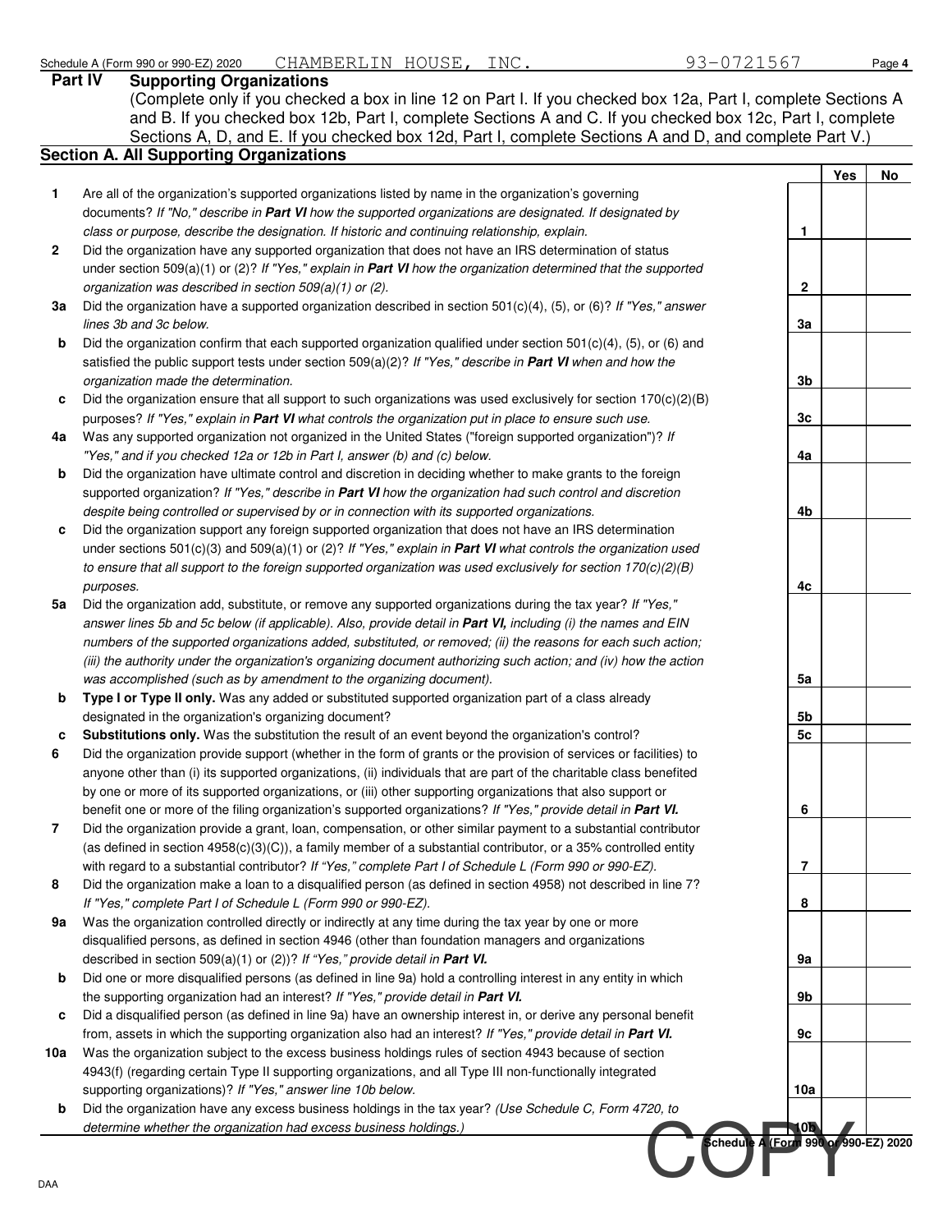Schedule A (Form 990 or 990-EZ) 2020 CHAMBERLIN HOUSE, INC. 93-0721567 Page 4

## Part IV Supporting Organizations

(Complete only if you checked a box in line 12 on Part I. If you checked box 12a, Part I, complete Sections A and B. If you checked box 12b, Part I, complete Sections A and C. If you checked box 12c, Part I, complete Sections A, D, and E. If you checked box 12d, Part I, complete Sections A and D, and complete Part V.)

### Section A. All Supporting Organizations

| | | | Yes | No |
|---|---|---|---|---|
| 1 | Are all of the organization's supported organizations listed by name in the organization's governing documents? *If "No," describe in **Part VI** how the supported organizations are designated. If designated by class or purpose, describe the designation. If historic and continuing relationship, explain.* | 1 | | |
| 2 | Did the organization have any supported organization that does not have an IRS determination of status under section 509(a)(1) or (2)? *If "Yes," explain in **Part VI** how the organization determined that the supported organization was described in section 509(a)(1) or (2).* | 2 | | |
| 3a | Did the organization have a supported organization described in section 501(c)(4), (5), or (6)? *If "Yes," answer lines 3b and 3c below.* | 3a | | |
| b | Did the organization confirm that each supported organization qualified under section 501(c)(4), (5), or (6) and satisfied the public support tests under section 509(a)(2)? *If "Yes," describe in **Part VI** when and how the organization made the determination.* | 3b | | |
| c | Did the organization ensure that all support to such organizations was used exclusively for section 170(c)(2)(B) purposes? *If "Yes," explain in **Part VI** what controls the organization put in place to ensure such use.* | 3c | | |
| 4a | Was any supported organization not organized in the United States ("foreign supported organization")? *If "Yes," and if you checked 12a or 12b in Part I, answer (b) and (c) below.* | 4a | | |
| b | Did the organization have ultimate control and discretion in deciding whether to make grants to the foreign supported organization? *If "Yes," describe in **Part VI** how the organization had such control and discretion despite being controlled or supervised by or in connection with its supported organizations.* | 4b | | |
| c | Did the organization support any foreign supported organization that does not have an IRS determination under sections 501(c)(3) and 509(a)(1) or (2)? *If "Yes," explain in **Part VI** what controls the organization used to ensure that all support to the foreign supported organization was used exclusively for section 170(c)(2)(B) purposes.* | 4c | | |
| 5a | Did the organization add, substitute, or remove any supported organizations during the tax year? *If "Yes," answer lines 5b and 5c below (if applicable). Also, provide detail in **Part VI,** including (i) the names and EIN numbers of the supported organizations added, substituted, or removed; (ii) the reasons for each such action; (iii) the authority under the organization's organizing document authorizing such action; and (iv) how the action was accomplished (such as by amendment to the organizing document).* | 5a | | |
| b | **Type I or Type II only.** Was any added or substituted supported organization part of a class already designated in the organization's organizing document? | 5b | | |
| c | **Substitutions only.** Was the substitution the result of an event beyond the organization's control? | 5c | | |
| 6 | Did the organization provide support (whether in the form of grants or the provision of services or facilities) to anyone other than (i) its supported organizations, (ii) individuals that are part of the charitable class benefited by one or more of its supported organizations, or (iii) other supporting organizations that also support or benefit one or more of the filing organization's supported organizations? ***If "Yes," provide detail in Part VI.*** | 6 | | |
| 7 | Did the organization provide a grant, loan, compensation, or other similar payment to a substantial contributor (as defined in section 4958(c)(3)(C)), a family member of a substantial contributor, or a 35% controlled entity with regard to a substantial contributor? *If "Yes," complete Part I of Schedule L (Form 990 or 990-EZ).* | 7 | | |
| 8 | Did the organization make a loan to a disqualified person (as defined in section 4958) not described in line 7? *If "Yes," complete Part I of Schedule L (Form 990 or 990-EZ).* | 8 | | |
| 9a | Was the organization controlled directly or indirectly at any time during the tax year by one or more disqualified persons, as defined in section 4946 (other than foundation managers and organizations described in section 509(a)(1) or (2))? *If "Yes," provide detail in **Part VI.*** | 9a | | |
| b | Did one or more disqualified persons (as defined in line 9a) hold a controlling interest in any entity in which the supporting organization had an interest? *If "Yes," provide detail in **Part VI.*** | 9b | | |
| c | Did a disqualified person (as defined in line 9a) have an ownership interest in, or derive any personal benefit from, assets in which the supporting organization also had an interest? *If "Yes," provide detail in **Part VI.*** | 9c | | |
| 10a | Was the organization subject to the excess business holdings rules of section 4943 because of section 4943(f) (regarding certain Type II supporting organizations, and all Type III non-functionally integrated supporting organizations)? *If "Yes," answer line 10b below.* | 10a | | |
| b | Did the organization have any excess business holdings in the tax year? *(Use Schedule C, Form 4720, to determine whether the organization had excess business holdings.)* | 10b | | |

**Schedule A (Form 990 or 990-EZ) 2020**

DAA

COPY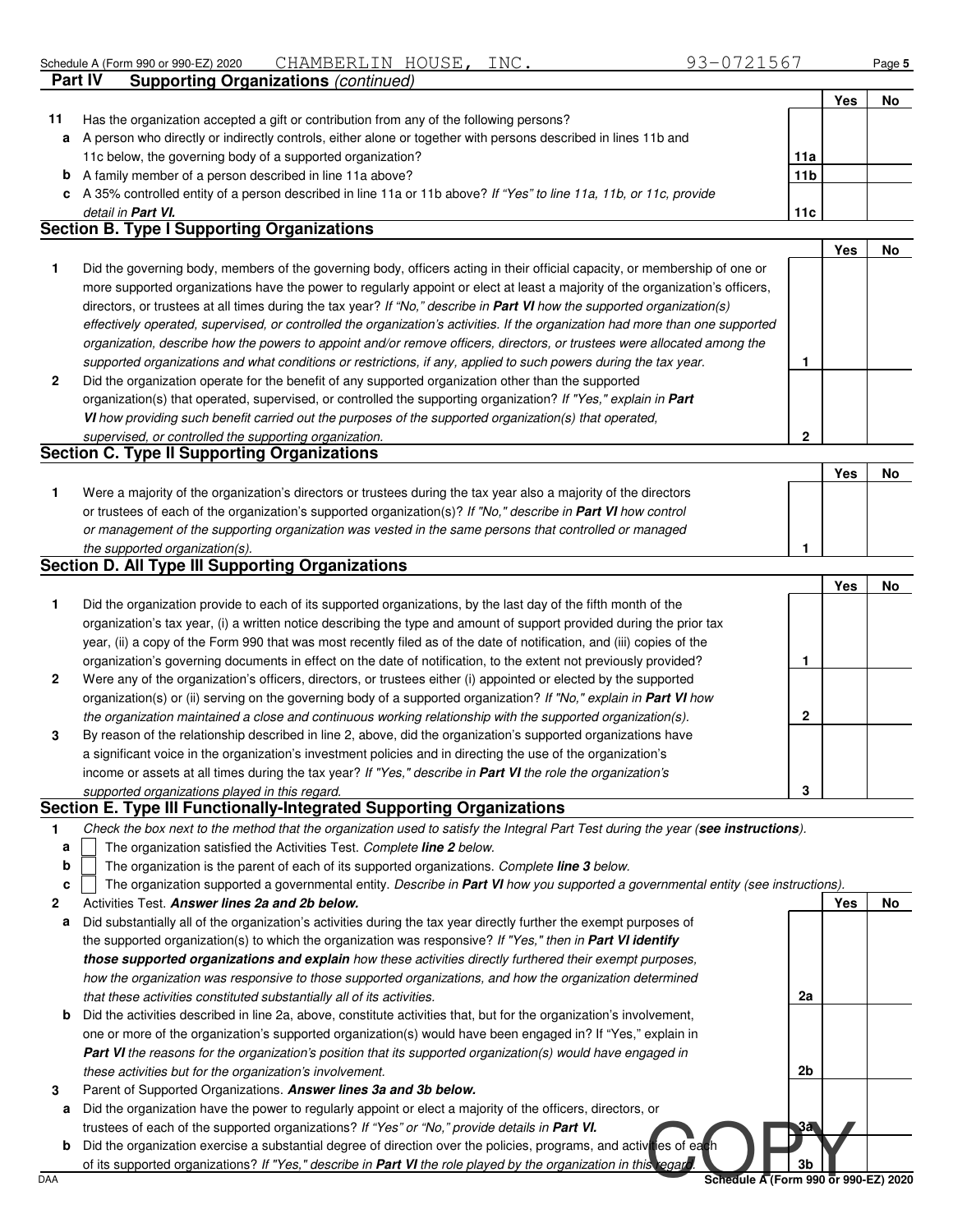Schedule A (Form 990 or 990-EZ) 2020 CHAMBERLIN HOUSE, INC. 93-0721567

## Part IV Supporting Organizations *(continued)*

| | | | Yes | No |
|---|---|---|---|---|
| **11** | Has the organization accepted a gift or contribution from any of the following persons? | | | |
| **a** | A person who directly or indirectly controls, either alone or together with persons described in lines 11b and 11c below, the governing body of a supported organization? | 11a | | |
| **b** | A family member of a person described in line 11a above? | 11b | | |
| **c** | A 35% controlled entity of a person described in line 11a or 11b above? *If "Yes" to line 11a, 11b, or 11c, provide detail in* ***Part VI.*** | 11c | | |

### Section B. Type I Supporting Organizations

| | | | Yes | No |
|---|---|---|---|---|
| **1** | Did the governing body, members of the governing body, officers acting in their official capacity, or membership of one or more supported organizations have the power to regularly appoint or elect at least a majority of the organization's officers, directors, or trustees at all times during the tax year? *If "No," describe in* ***Part VI*** *how the supported organization(s) effectively operated, supervised, or controlled the organization's activities. If the organization had more than one supported organization, describe how the powers to appoint and/or remove officers, directors, or trustees were allocated among the supported organizations and what conditions or restrictions, if any, applied to such powers during the tax year.* | 1 | | |
| **2** | Did the organization operate for the benefit of any supported organization other than the supported organization(s) that operated, supervised, or controlled the supporting organization? *If "Yes," explain in* ***Part VI*** *how providing such benefit carried out the purposes of the supported organization(s) that operated, supervised, or controlled the supporting organization.* | 2 | | |

### Section C. Type II Supporting Organizations

| | | | Yes | No |
|---|---|---|---|---|
| **1** | Were a majority of the organization's directors or trustees during the tax year also a majority of the directors or trustees of each of the organization's supported organization(s)? *If "No," describe in* ***Part VI*** *how control or management of the supporting organization was vested in the same persons that controlled or managed the supported organization(s).* | 1 | | |

### Section D. All Type III Supporting Organizations

| | | | Yes | No |
|---|---|---|---|---|
| **1** | Did the organization provide to each of its supported organizations, by the last day of the fifth month of the organization's tax year, (i) a written notice describing the type and amount of support provided during the prior tax year, (ii) a copy of the Form 990 that was most recently filed as of the date of notification, and (iii) copies of the organization's governing documents in effect on the date of notification, to the extent not previously provided? | 1 | | |
| **2** | Were any of the organization's officers, directors, or trustees either (i) appointed or elected by the supported organization(s) or (ii) serving on the governing body of a supported organization? *If "No," explain in* ***Part VI*** *how the organization maintained a close and continuous working relationship with the supported organization(s).* | 2 | | |
| **3** | By reason of the relationship described in line 2, above, did the organization's supported organizations have a significant voice in the organization's investment policies and in directing the use of the organization's income or assets at all times during the tax year? *If "Yes," describe in* ***Part VI*** *the role the organization's supported organizations played in this regard.* | 3 | | |

### Section E. Type III Functionally-Integrated Supporting Organizations

**1** *Check the box next to the method that the organization used to satisfy the Integral Part Test during the year (**see instructions**).*

- **a** ☐ The organization satisfied the Activities Test. *Complete **line 2** below.*
- **b** ☐ The organization is the parent of each of its supported organizations. *Complete **line 3** below.*
- **c** ☐ The organization supported a governmental entity. *Describe in **Part VI** how you supported a governmental entity (see instructions).*

| | | | Yes | No |
|---|---|---|---|---|
| **2** | Activities Test. ***Answer lines 2a and 2b below.*** | | | |
| **a** | Did substantially all of the organization's activities during the tax year directly further the exempt purposes of the supported organization(s) to which the organization was responsive? *If "Yes," then in* ***Part VI identify those supported organizations and explain*** *how these activities directly furthered their exempt purposes, how the organization was responsive to those supported organizations, and how the organization determined that these activities constituted substantially all of its activities.* | 2a | | |
| **b** | Did the activities described in line 2a, above, constitute activities that, but for the organization's involvement, one or more of the organization's supported organization(s) would have been engaged in? If "Yes," explain in ***Part VI*** *the reasons for the organization's position that its supported organization(s) would have engaged in these activities but for the organization's involvement.* | 2b | | |
| **3** | Parent of Supported Organizations. ***Answer lines 3a and 3b below.*** | | | |
| **a** | Did the organization have the power to regularly appoint or elect a majority of the officers, directors, or trustees of each of the supported organizations? *If "Yes" or "No," provide details in* ***Part VI.*** | 3a | | |
| **b** | Did the organization exercise a substantial degree of direction over the policies, programs, and activities of each of its supported organizations? *If "Yes," describe in* ***Part VI*** *the role played by the organization in this regard.* | 3b | | |

COPY

Schedule A (Form 990 or 990-EZ) 2020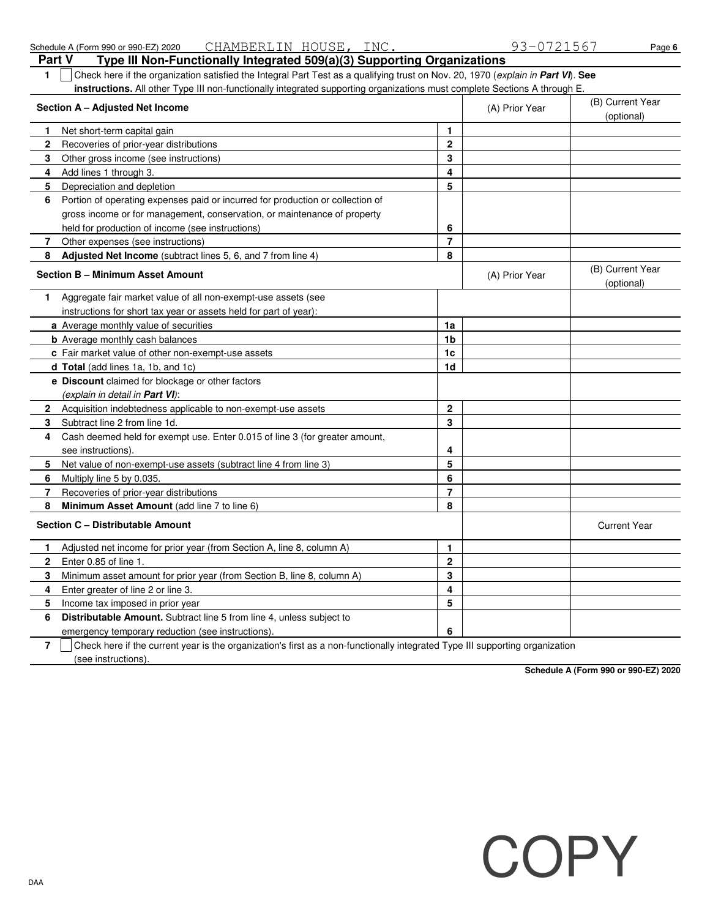Schedule A (Form 990 or 990-EZ) 2020 CHAMBERLIN HOUSE, INC. 93-0721567

## Part V Type III Non-Functionally Integrated 509(a)(3) Supporting Organizations

**1** ☐ Check here if the organization satisfied the Integral Part Test as a qualifying trust on Nov. 20, 1970 (*explain in **Part VI***). **See instructions.** All other Type III non-functionally integrated supporting organizations must complete Sections A through E.

| **Section A – Adjusted Net Income** | | (A) Prior Year | (B) Current Year (optional) |
|---|---|---|---|
| **1** Net short-term capital gain | 1 | | |
| **2** Recoveries of prior-year distributions | 2 | | |
| **3** Other gross income (see instructions) | 3 | | |
| **4** Add lines 1 through 3. | 4 | | |
| **5** Depreciation and depletion | 5 | | |
| **6** Portion of operating expenses paid or incurred for production or collection of gross income or for management, conservation, or maintenance of property held for production of income (see instructions) | 6 | | |
| **7** Other expenses (see instructions) | 7 | | |
| **8** **Adjusted Net Income** (subtract lines 5, 6, and 7 from line 4) | 8 | | |

| **Section B – Minimum Asset Amount** | | (A) Prior Year | (B) Current Year (optional) |
|---|---|---|---|
| **1** Aggregate fair market value of all non-exempt-use assets (see instructions for short tax year or assets held for part of year): | | | |
| **a** Average monthly value of securities | 1a | | |
| **b** Average monthly cash balances | 1b | | |
| **c** Fair market value of other non-exempt-use assets | 1c | | |
| **d** **Total** (add lines 1a, 1b, and 1c) | 1d | | |
| **e** **Discount** claimed for blockage or other factors (*explain in detail in **Part VI***): | | | |
| **2** Acquisition indebtedness applicable to non-exempt-use assets | 2 | | |
| **3** Subtract line 2 from line 1d. | 3 | | |
| **4** Cash deemed held for exempt use. Enter 0.015 of line 3 (for greater amount, see instructions). | 4 | | |
| **5** Net value of non-exempt-use assets (subtract line 4 from line 3) | 5 | | |
| **6** Multiply line 5 by 0.035. | 6 | | |
| **7** Recoveries of prior-year distributions | 7 | | |
| **8** **Minimum Asset Amount** (add line 7 to line 6) | 8 | | |

| **Section C – Distributable Amount** | | Current Year |
|---|---|---|
| **1** Adjusted net income for prior year (from Section A, line 8, column A) | 1 | |
| **2** Enter 0.85 of line 1. | 2 | |
| **3** Minimum asset amount for prior year (from Section B, line 8, column A) | 3 | |
| **4** Enter greater of line 2 or line 3. | 4 | |
| **5** Income tax imposed in prior year | 5 | |
| **6** **Distributable Amount.** Subtract line 5 from line 4, unless subject to emergency temporary reduction (see instructions). | 6 | |

**7** ☐ Check here if the current year is the organization's first as a non-functionally integrated Type III supporting organization (see instructions).

**Schedule A (Form 990 or 990-EZ) 2020**

COPY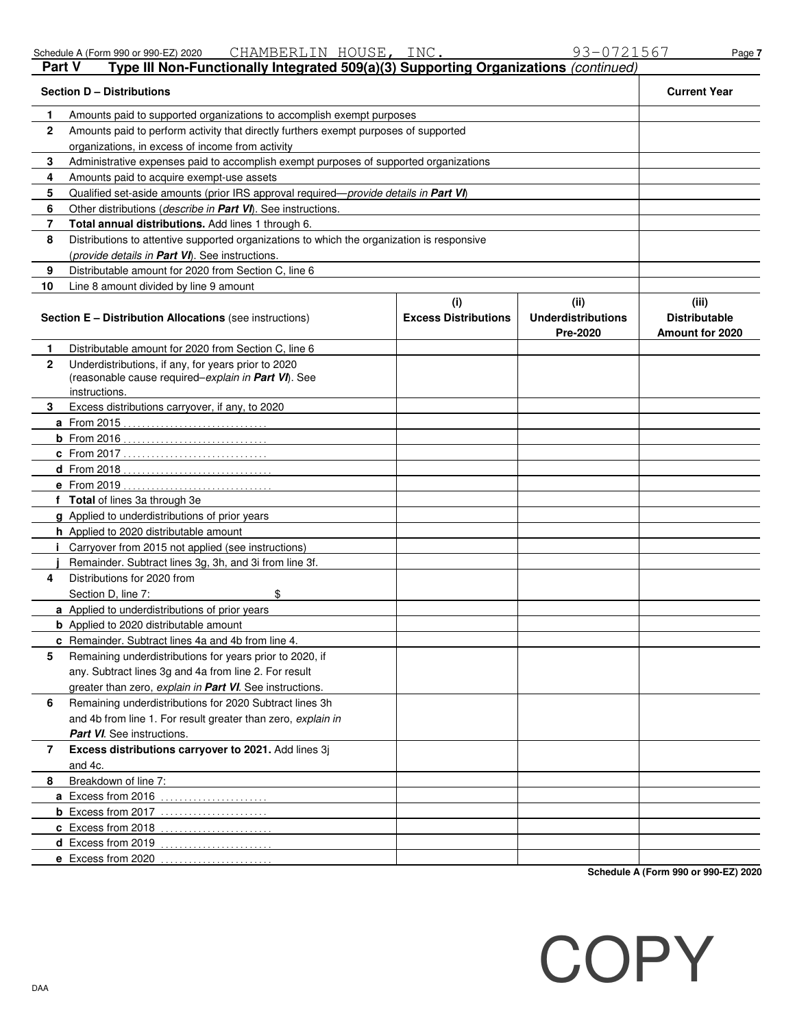## Part V Type III Non-Functionally Integrated 509(a)(3) Supporting Organizations *(continued)*

| Section D – Distributions | | Current Year |
|---|---|---|
| **1** | Amounts paid to supported organizations to accomplish exempt purposes | |
| **2** | Amounts paid to perform activity that directly furthers exempt purposes of supported organizations, in excess of income from activity | |
| **3** | Administrative expenses paid to accomplish exempt purposes of supported organizations | |
| **4** | Amounts paid to acquire exempt-use assets | |
| **5** | Qualified set-aside amounts (prior IRS approval required—*provide details in **Part VI***) | |
| **6** | Other distributions (*describe in **Part VI***). See instructions. | |
| **7** | **Total annual distributions.** Add lines 1 through 6. | |
| **8** | Distributions to attentive supported organizations to which the organization is responsive (*provide details in **Part VI***). See instructions. | |
| **9** | Distributable amount for 2020 from Section C, line 6 | |
| **10** | Line 8 amount divided by line 9 amount | |

| Section E – Distribution Allocations (see instructions) | (i) Excess Distributions | (ii) Underdistributions Pre-2020 | (iii) Distributable Amount for 2020 |
|---|---|---|---|
| **1** Distributable amount for 2020 from Section C, line 6 | | | |
| **2** Underdistributions, if any, for years prior to 2020 (reasonable cause required–*explain in **Part VI***). See instructions. | | | |
| **3** Excess distributions carryover, if any, to 2020 | | | |
| **a** From 2015 | | | |
| **b** From 2016 | | | |
| **c** From 2017 | | | |
| **d** From 2018 | | | |
| **e** From 2019 | | | |
| **f Total** of lines 3a through 3e | | | |
| **g** Applied to underdistributions of prior years | | | |
| **h** Applied to 2020 distributable amount | | | |
| **i** Carryover from 2015 not applied (see instructions) | | | |
| **j** Remainder. Subtract lines 3g, 3h, and 3i from line 3f. | | | |
| **4** Distributions for 2020 from Section D, line 7: $ | | | |
| **a** Applied to underdistributions of prior years | | | |
| **b** Applied to 2020 distributable amount | | | |
| **c** Remainder. Subtract lines 4a and 4b from line 4. | | | |
| **5** Remaining underdistributions for years prior to 2020, if any. Subtract lines 3g and 4a from line 2. For result greater than zero, *explain in **Part VI***. See instructions. | | | |
| **6** Remaining underdistributions for 2020 Subtract lines 3h and 4b from line 1. For result greater than zero, *explain in **Part VI***. See instructions. | | | |
| **7 Excess distributions carryover to 2021.** Add lines 3j and 4c. | | | |
| **8** Breakdown of line 7: | | | |
| **a** Excess from 2016 | | | |
| **b** Excess from 2017 | | | |
| **c** Excess from 2018 | | | |
| **d** Excess from 2019 | | | |
| **e** Excess from 2020 | | | |

COPY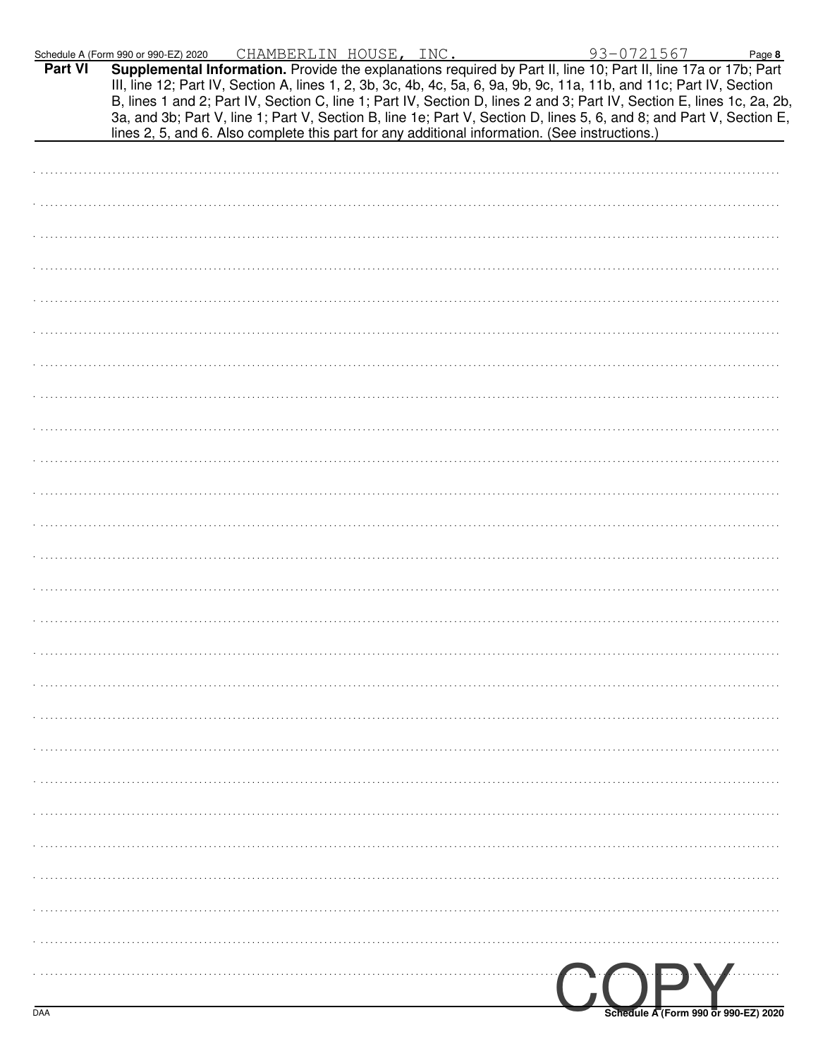Schedule A (Form 990 or 990-EZ) 2020 CHAMBERLIN HOUSE, INC. 93-0721567 Page 8

**Part VI** **Supplemental Information.** Provide the explanations required by Part II, line 10; Part II, line 17a or 17b; Part III, line 12; Part IV, Section A, lines 1, 2, 3b, 3c, 4b, 4c, 5a, 6, 9a, 9b, 9c, 11a, 11b, and 11c; Part IV, Section B, lines 1 and 2; Part IV, Section C, line 1; Part IV, Section D, lines 2 and 3; Part IV, Section E, lines 1c, 2a, 2b, 3a, and 3b; Part V, line 1; Part V, Section B, line 1e; Part V, Section D, lines 5, 6, and 8; and Part V, Section E, lines 2, 5, and 6. Also complete this part for any additional information. (See instructions.)

COPY

DAA **Schedule A (Form 990 or 990-EZ) 2020**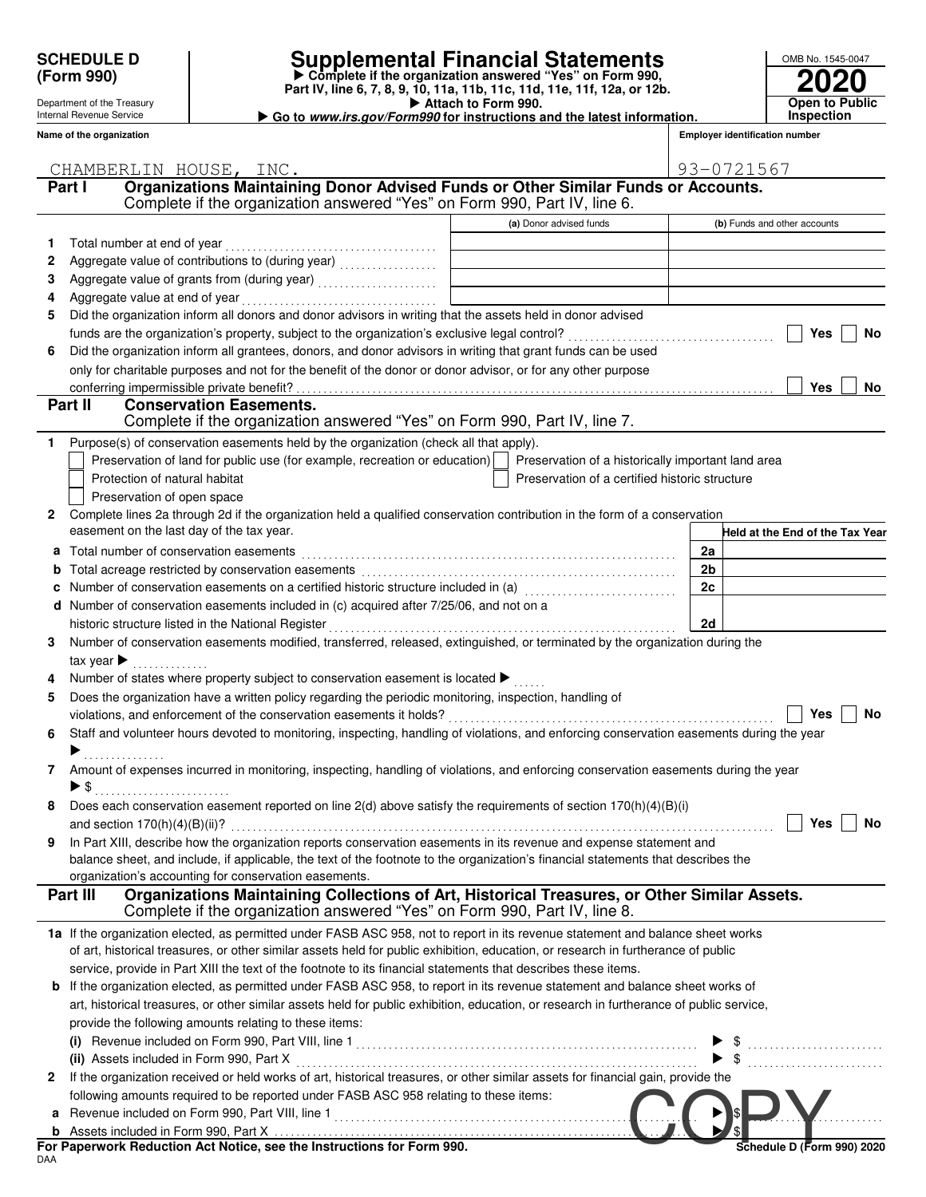**SCHEDULE D (Form 990)**

Department of the Treasury
Internal Revenue Service

# Supplemental Financial Statements

▶ Complete if the organization answered "Yes" on Form 990, Part IV, line 6, 7, 8, 9, 10, 11a, 11b, 11c, 11d, 11e, 11f, 12a, or 12b.
▶ Attach to Form 990.
▶ Go to *www.irs.gov/Form990* for instructions and the latest information.

OMB No. 1545-0047
**2020**
**Open to Public Inspection**

| Name of the organization | Employer identification number |
|---|---|
| CHAMBERLIN HOUSE, INC. | 93-0721567 |

## Part I Organizations Maintaining Donor Advised Funds or Other Similar Funds or Accounts.
Complete if the organization answered "Yes" on Form 990, Part IV, line 6.

| | | (a) Donor advised funds | (b) Funds and other accounts |
|---|---|---|---|
| 1 | Total number at end of year | | |
| 2 | Aggregate value of contributions to (during year) | | |
| 3 | Aggregate value of grants from (during year) | | |
| 4 | Aggregate value at end of year | | |

5 Did the organization inform all donors and donor advisors in writing that the assets held in donor advised funds are the organization's property, subject to the organization's exclusive legal control? ☐ Yes ☐ No

6 Did the organization inform all grantees, donors, and donor advisors in writing that grant funds can be used only for charitable purposes and not for the benefit of the donor or donor advisor, or for any other purpose conferring impermissible private benefit? ☐ Yes ☐ No

## Part II Conservation Easements.
Complete if the organization answered "Yes" on Form 990, Part IV, line 7.

1 Purpose(s) of conservation easements held by the organization (check all that apply).
- ☐ Preservation of land for public use (for example, recreation or education)
- ☐ Preservation of a historically important land area
- ☐ Protection of natural habitat
- ☐ Preservation of a certified historic structure
- ☐ Preservation of open space

2 Complete lines 2a through 2d if the organization held a qualified conservation contribution in the form of a conservation easement on the last day of the tax year.

| | | | Held at the End of the Tax Year |
|---|---|---|---|
| a | Total number of conservation easements | 2a | |
| b | Total acreage restricted by conservation easements | 2b | |
| c | Number of conservation easements on a certified historic structure included in (a) | 2c | |
| d | Number of conservation easements included in (c) acquired after 7/25/06, and not on a historic structure listed in the National Register | 2d | |

3 Number of conservation easements modified, transferred, released, extinguished, or terminated by the organization during the tax year ▶

4 Number of states where property subject to conservation easement is located ▶

5 Does the organization have a written policy regarding the periodic monitoring, inspection, handling of violations, and enforcement of the conservation easements it holds? ☐ Yes ☐ No

6 Staff and volunteer hours devoted to monitoring, inspecting, handling of violations, and enforcing conservation easements during the year ▶

7 Amount of expenses incurred in monitoring, inspecting, handling of violations, and enforcing conservation easements during the year ▶ $

8 Does each conservation easement reported on line 2(d) above satisfy the requirements of section 170(h)(4)(B)(i) and section 170(h)(4)(B)(ii)? ☐ Yes ☐ No

9 In Part XIII, describe how the organization reports conservation easements in its revenue and expense statement and balance sheet, and include, if applicable, the text of the footnote to the organization's financial statements that describes the organization's accounting for conservation easements.

## Part III Organizations Maintaining Collections of Art, Historical Treasures, or Other Similar Assets.
Complete if the organization answered "Yes" on Form 990, Part IV, line 8.

1a If the organization elected, as permitted under FASB ASC 958, not to report in its revenue statement and balance sheet works of art, historical treasures, or other similar assets held for public exhibition, education, or research in furtherance of public service, provide in Part XIII the text of the footnote to its financial statements that describes these items.

b If the organization elected, as permitted under FASB ASC 958, to report in its revenue statement and balance sheet works of art, historical treasures, or other similar assets held for public exhibition, education, or research in furtherance of public service, provide the following amounts relating to these items:

(i) Revenue included on Form 990, Part VIII, line 1 ▶ $

(ii) Assets included in Form 990, Part X ▶ $

2 If the organization received or held works of art, historical treasures, or other similar assets for financial gain, provide the following amounts required to be reported under FASB ASC 958 relating to these items:

a Revenue included on Form 990, Part VIII, line 1 ▶ $

b Assets included in Form 990, Part X ▶ $

**For Paperwork Reduction Act Notice, see the Instructions for Form 990.**

DAA

COPY

Schedule D (Form 990) 2020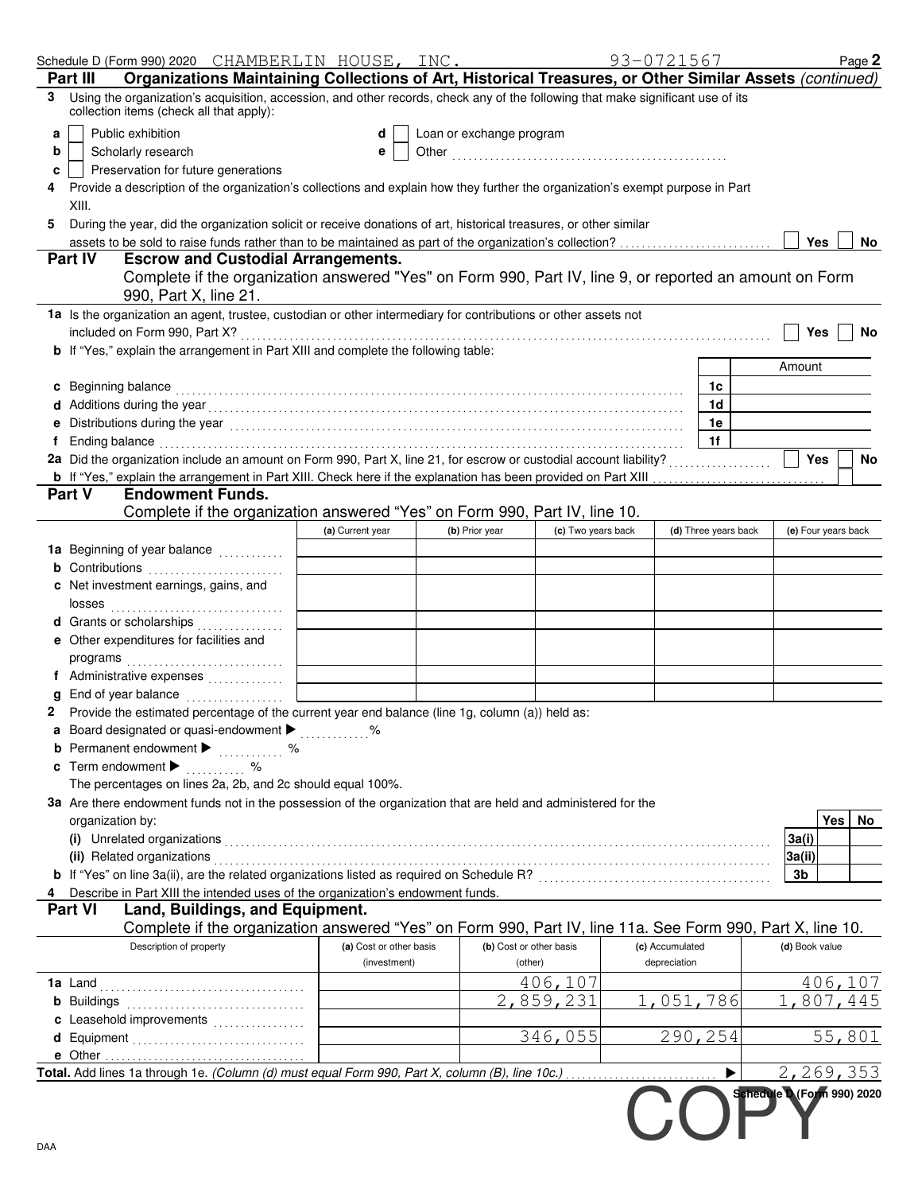Schedule D (Form 990) 2020 CHAMBERLIN HOUSE, INC. 93-0721567 Page **2**

## Part III Organizations Maintaining Collections of Art, Historical Treasures, or Other Similar Assets *(continued)*

**3** Using the organization's acquisition, accession, and other records, check any of the following that make significant use of its collection items (check all that apply):

- **a** ☐ Public exhibition
- **b** ☐ Scholarly research
- **c** ☐ Preservation for future generations
- **d** ☐ Loan or exchange program
- **e** ☐ Other ..........

**4** Provide a description of the organization's collections and explain how they further the organization's exempt purpose in Part XIII.

**5** During the year, did the organization solicit or receive donations of art, historical treasures, or other similar assets to be sold to raise funds rather than to be maintained as part of the organization's collection? ☐ Yes ☐ No

## Part IV Escrow and Custodial Arrangements.

Complete if the organization answered "Yes" on Form 990, Part IV, line 9, or reported an amount on Form 990, Part X, line 21.

**1a** Is the organization an agent, trustee, custodian or other intermediary for contributions or other assets not included on Form 990, Part X? ☐ Yes ☐ No

**b** If "Yes," explain the arrangement in Part XIII and complete the following table:

| | | Amount |
|---|---|---|
| **c** Beginning balance | 1c | |
| **d** Additions during the year | 1d | |
| **e** Distributions during the year | 1e | |
| **f** Ending balance | 1f | |

**2a** Did the organization include an amount on Form 990, Part X, line 21, for escrow or custodial account liability? ☐ Yes ☐ No

**b** If "Yes," explain the arrangement in Part XIII. Check here if the explanation has been provided on Part XIII ☐

## Part V Endowment Funds.

Complete if the organization answered "Yes" on Form 990, Part IV, line 10.

| | (a) Current year | (b) Prior year | (c) Two years back | (d) Three years back | (e) Four years back |
|---|---|---|---|---|---|
| **1a** Beginning of year balance | | | | | |
| **b** Contributions | | | | | |
| **c** Net investment earnings, gains, and losses | | | | | |
| **d** Grants or scholarships | | | | | |
| **e** Other expenditures for facilities and programs | | | | | |
| **f** Administrative expenses | | | | | |
| **g** End of year balance | | | | | |

**2** Provide the estimated percentage of the current year end balance (line 1g, column (a)) held as:

- **a** Board designated or quasi-endowment ▶ ........ %
- **b** Permanent endowment ▶ ........ %
- **c** Term endowment ▶ ........ %

The percentages on lines 2a, 2b, and 2c should equal 100%.

**3a** Are there endowment funds not in the possession of the organization that are held and administered for the organization by:

| | | Yes | No |
|---|---|---|---|
| **(i)** Unrelated organizations | 3a(i) | | |
| **(ii)** Related organizations | 3a(ii) | | |
| **b** If "Yes" on line 3a(ii), are the related organizations listed as required on Schedule R? | 3b | | |

**4** Describe in Part XIII the intended uses of the organization's endowment funds.

## Part VI Land, Buildings, and Equipment.

Complete if the organization answered "Yes" on Form 990, Part IV, line 11a. See Form 990, Part X, line 10.

| Description of property | (a) Cost or other basis (investment) | (b) Cost or other basis (other) | (c) Accumulated depreciation | (d) Book value |
|---|---|---|---|---|
| **1a** Land | | 406,107 | | 406,107 |
| **b** Buildings | | 2,859,231 | 1,051,786 | 1,807,445 |
| **c** Leasehold improvements | | | | |
| **d** Equipment | | 346,055 | 290,254 | 55,801 |
| **e** Other | | | | |

**Total.** Add lines 1a through 1e. *(Column (d) must equal Form 990, Part X, column (B), line 10c.)* ▶ 2,269,353

**Schedule D (Form 990) 2020**

COPY

DAA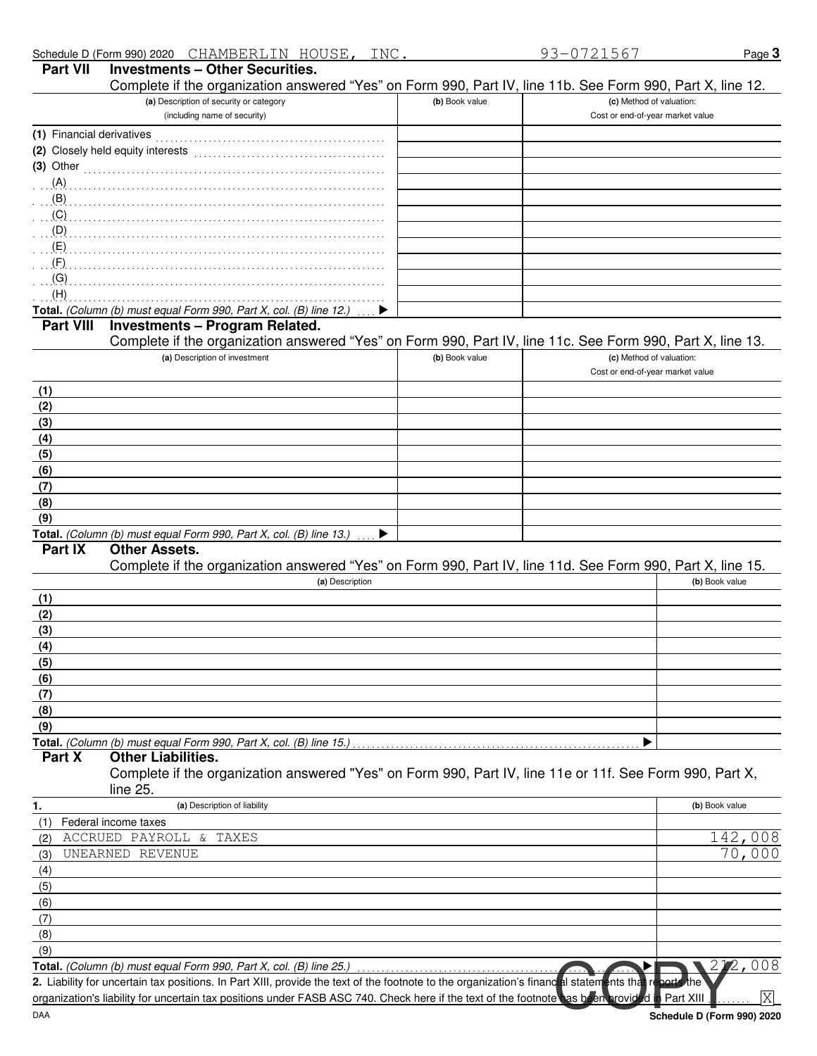Schedule D (Form 990) 2020 CHAMBERLIN HOUSE, INC. 93-0721567

## Part VII Investments – Other Securities.

Complete if the organization answered "Yes" on Form 990, Part IV, line 11b. See Form 990, Part X, line 12.

| (a) Description of security or category (including name of security) | (b) Book value | (c) Method of valuation: Cost or end-of-year market value |
|---|---|---|
| (1) Financial derivatives | | |
| (2) Closely held equity interests | | |
| (3) Other | | |
| (A) | | |
| (B) | | |
| (C) | | |
| (D) | | |
| (E) | | |
| (F) | | |
| (G) | | |
| (H) | | |
| **Total.** *(Column (b) must equal Form 990, Part X, col. (B) line 12.)* ▶ | | |

## Part VIII Investments – Program Related.

Complete if the organization answered "Yes" on Form 990, Part IV, line 11c. See Form 990, Part X, line 13.

| (a) Description of investment | (b) Book value | (c) Method of valuation: Cost or end-of-year market value |
|---|---|---|
| (1) | | |
| (2) | | |
| (3) | | |
| (4) | | |
| (5) | | |
| (6) | | |
| (7) | | |
| (8) | | |
| (9) | | |
| **Total.** *(Column (b) must equal Form 990, Part X, col. (B) line 13.)* ▶ | | |

## Part IX Other Assets.

Complete if the organization answered "Yes" on Form 990, Part IV, line 11d. See Form 990, Part X, line 15.

| (a) Description | (b) Book value |
|---|---|
| (1) | |
| (2) | |
| (3) | |
| (4) | |
| (5) | |
| (6) | |
| (7) | |
| (8) | |
| (9) | |
| **Total.** *(Column (b) must equal Form 990, Part X, col. (B) line 15.)* ▶ | |

## Part X Other Liabilities.

Complete if the organization answered "Yes" on Form 990, Part IV, line 11e or 11f. See Form 990, Part X, line 25.

| 1. (a) Description of liability | (b) Book value |
|---|---|
| (1) Federal income taxes | |
| (2) ACCRUED PAYROLL & TAXES | 142,008 |
| (3) UNEARNED REVENUE | 70,000 |
| (4) | |
| (5) | |
| (6) | |
| (7) | |
| (8) | |
| (9) | |
| **Total.** *(Column (b) must equal Form 990, Part X, col. (B) line 25.)* ▶ | 212,008 |

**2.** Liability for uncertain tax positions. In Part XIII, provide the text of the footnote to the organization's financial statements that reports the organization's liability for uncertain tax positions under FASB ASC 740. Check here if the text of the footnote has been provided in Part XIII ........ [X]

COPY

DAA **Schedule D (Form 990) 2020**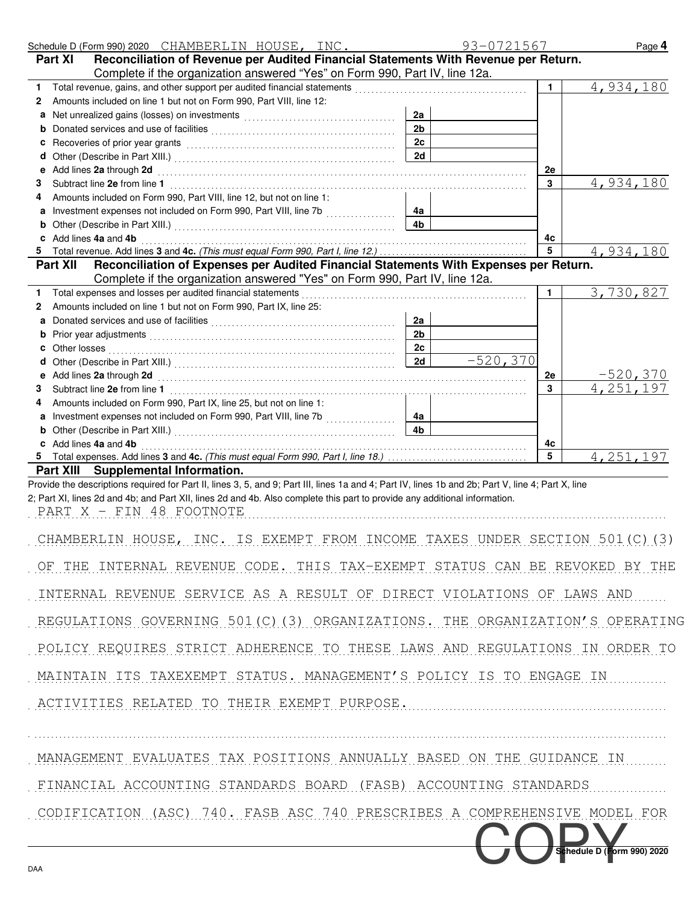Schedule D (Form 990) 2020 CHAMBERLIN HOUSE, INC. 93-0721567 Page **4**

## Part XI Reconciliation of Revenue per Audited Financial Statements With Revenue per Return.

Complete if the organization answered "Yes" on Form 990, Part IV, line 12a.

| | | | | | |
|---|---|---|---|---|---|
| **1** | Total revenue, gains, and other support per audited financial statements | | | **1** | 4,934,180 |
| **2** | Amounts included on line 1 but not on Form 990, Part VIII, line 12: | | | | |
| **a** | Net unrealized gains (losses) on investments | **2a** | | | |
| **b** | Donated services and use of facilities | **2b** | | | |
| **c** | Recoveries of prior year grants | **2c** | | | |
| **d** | Other (Describe in Part XIII.) | **2d** | | | |
| **e** | Add lines **2a** through **2d** | | | **2e** | |
| **3** | Subtract line **2e** from line **1** | | | **3** | 4,934,180 |
| **4** | Amounts included on Form 990, Part VIII, line 12, but not on line 1: | | | | |
| **a** | Investment expenses not included on Form 990, Part VIII, line 7b | **4a** | | | |
| **b** | Other (Describe in Part XIII.) | **4b** | | | |
| **c** | Add lines **4a** and **4b** | | | **4c** | |
| **5** | Total revenue. Add lines **3** and **4c.** *(This must equal Form 990, Part I, line 12.)* | | | **5** | 4,934,180 |

## Part XII Reconciliation of Expenses per Audited Financial Statements With Expenses per Return.

Complete if the organization answered "Yes" on Form 990, Part IV, line 12a.

| | | | | | |
|---|---|---|---|---|---|
| **1** | Total expenses and losses per audited financial statements | | | **1** | 3,730,827 |
| **2** | Amounts included on line 1 but not on Form 990, Part IX, line 25: | | | | |
| **a** | Donated services and use of facilities | **2a** | | | |
| **b** | Prior year adjustments | **2b** | | | |
| **c** | Other losses | **2c** | | | |
| **d** | Other (Describe in Part XIII.) | **2d** | -520,370 | | |
| **e** | Add lines **2a** through **2d** | | | **2e** | -520,370 |
| **3** | Subtract line **2e** from line **1** | | | **3** | 4,251,197 |
| **4** | Amounts included on Form 990, Part IX, line 25, but not on line 1: | | | | |
| **a** | Investment expenses not included on Form 990, Part VIII, line 7b | **4a** | | | |
| **b** | Other (Describe in Part XIII.) | **4b** | | | |
| **c** | Add lines **4a** and **4b** | | | **4c** | |
| **5** | Total expenses. Add lines **3** and **4c.** *(This must equal Form 990, Part I, line 18.)* | | | **5** | 4,251,197 |

## Part XIII Supplemental Information.

Provide the descriptions required for Part II, lines 3, 5, and 9; Part III, lines 1a and 4; Part IV, lines 1b and 2b; Part V, line 4; Part X, line 2; Part XI, lines 2d and 4b; and Part XII, lines 2d and 4b. Also complete this part to provide any additional information.

PART X - FIN 48 FOOTNOTE

CHAMBERLIN HOUSE, INC. IS EXEMPT FROM INCOME TAXES UNDER SECTION 501(C)(3) OF THE INTERNAL REVENUE CODE. THIS TAX-EXEMPT STATUS CAN BE REVOKED BY THE INTERNAL REVENUE SERVICE AS A RESULT OF DIRECT VIOLATIONS OF LAWS AND REGULATIONS GOVERNING 501(C)(3) ORGANIZATIONS. THE ORGANIZATION'S OPERATING POLICY REQUIRES STRICT ADHERENCE TO THESE LAWS AND REGULATIONS IN ORDER TO MAINTAIN ITS TAXEXEMPT STATUS. MANAGEMENT'S POLICY IS TO ENGAGE IN ACTIVITIES RELATED TO THEIR EXEMPT PURPOSE.

MANAGEMENT EVALUATES TAX POSITIONS ANNUALLY BASED ON THE GUIDANCE IN FINANCIAL ACCOUNTING STANDARDS BOARD (FASB) ACCOUNTING STANDARDS CODIFICATION (ASC) 740. FASB ASC 740 PRESCRIBES A COMPREHENSIVE MODEL FOR

COPY

Schedule D (Form 990) 2020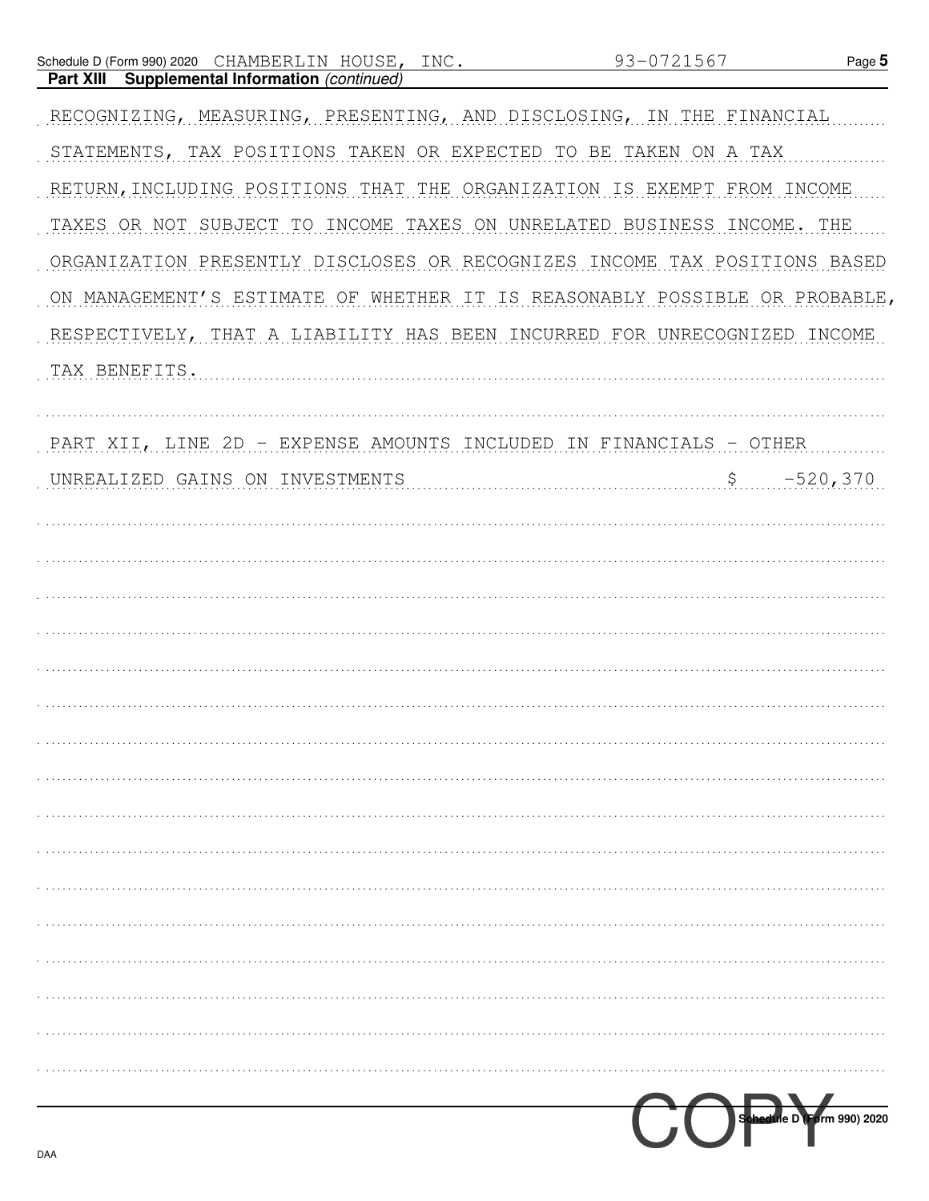## Part XIII Supplemental Information *(continued)*

RECOGNIZING, MEASURING, PRESENTING, AND DISCLOSING, IN THE FINANCIAL STATEMENTS, TAX POSITIONS TAKEN OR EXPECTED TO BE TAKEN ON A TAX RETURN,INCLUDING POSITIONS THAT THE ORGANIZATION IS EXEMPT FROM INCOME TAXES OR NOT SUBJECT TO INCOME TAXES ON UNRELATED BUSINESS INCOME. THE ORGANIZATION PRESENTLY DISCLOSES OR RECOGNIZES INCOME TAX POSITIONS BASED ON MANAGEMENT'S ESTIMATE OF WHETHER IT IS REASONABLY POSSIBLE OR PROBABLE, RESPECTIVELY, THAT A LIABILITY HAS BEEN INCURRED FOR UNRECOGNIZED INCOME TAX BENEFITS.

PART XII, LINE 2D - EXPENSE AMOUNTS INCLUDED IN FINANCIALS - OTHER

UNREALIZED GAINS ON INVESTMENTS $ -520,370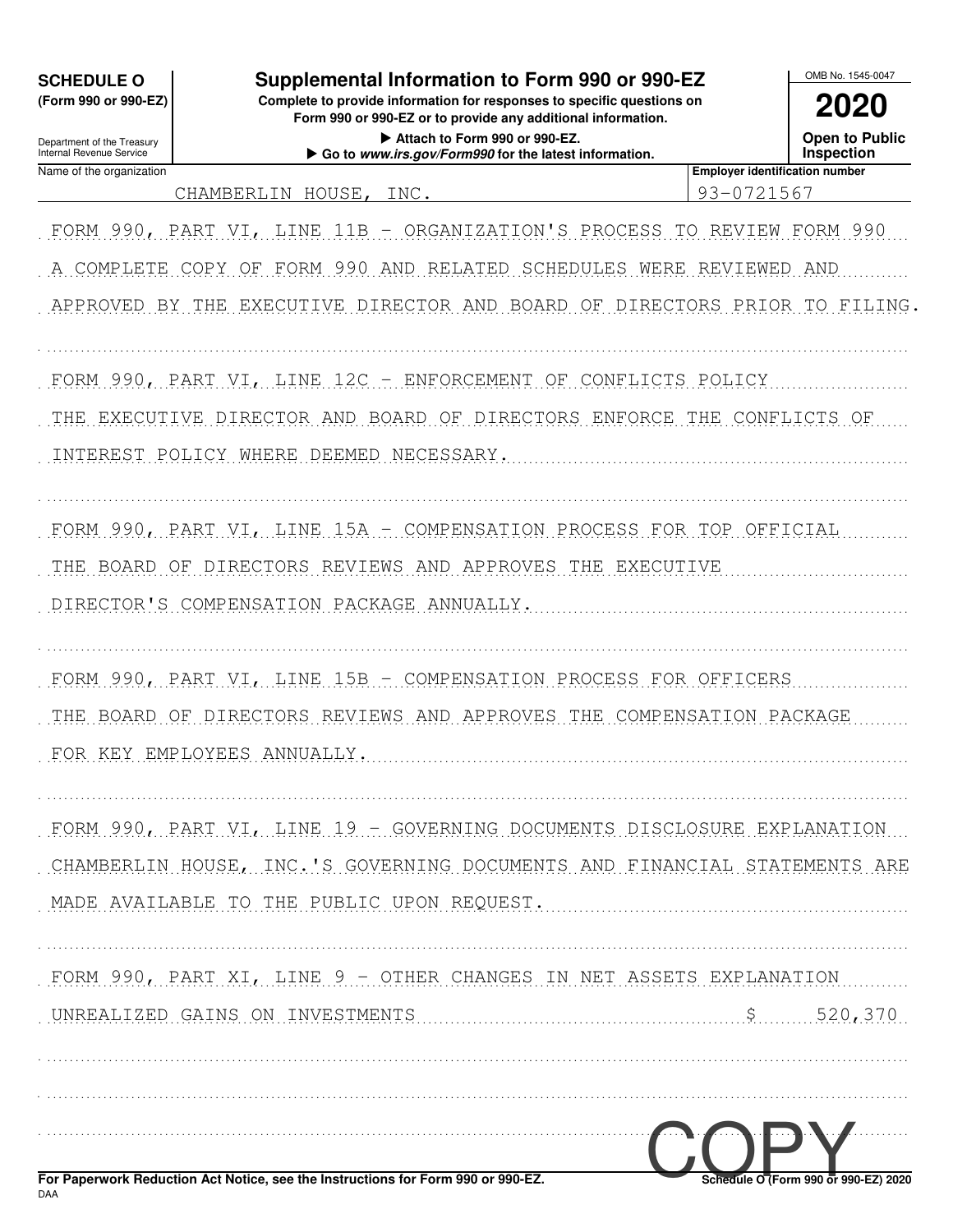**SCHEDULE O**
**(Form 990 or 990-EZ)**

Department of the Treasury
Internal Revenue Service

# Supplemental Information to Form 990 or 990-EZ

**Complete to provide information for responses to specific questions on Form 990 or 990-EZ or to provide any additional information.**

**▶ Attach to Form 990 or 990-EZ.**

**▶ Go to *www.irs.gov/Form990* for the latest information.**

OMB No. 1545-0047

**2020**

**Open to Public Inspection**

| Name of the organization | Employer identification number |
|---|---|
| CHAMBERLIN HOUSE, INC. | 93-0721567 |

FORM 990, PART VI, LINE 11B - ORGANIZATION'S PROCESS TO REVIEW FORM 990

A COMPLETE COPY OF FORM 990 AND RELATED SCHEDULES WERE REVIEWED AND APPROVED BY THE EXECUTIVE DIRECTOR AND BOARD OF DIRECTORS PRIOR TO FILING.

FORM 990, PART VI, LINE 12C - ENFORCEMENT OF CONFLICTS POLICY

THE EXECUTIVE DIRECTOR AND BOARD OF DIRECTORS ENFORCE THE CONFLICTS OF INTEREST POLICY WHERE DEEMED NECESSARY.

FORM 990, PART VI, LINE 15A - COMPENSATION PROCESS FOR TOP OFFICIAL

THE BOARD OF DIRECTORS REVIEWS AND APPROVES THE EXECUTIVE DIRECTOR'S COMPENSATION PACKAGE ANNUALLY.

FORM 990, PART VI, LINE 15B - COMPENSATION PROCESS FOR OFFICERS

THE BOARD OF DIRECTORS REVIEWS AND APPROVES THE COMPENSATION PACKAGE FOR KEY EMPLOYEES ANNUALLY.

FORM 990, PART VI, LINE 19 - GOVERNING DOCUMENTS DISCLOSURE EXPLANATION

CHAMBERLIN HOUSE, INC.'S GOVERNING DOCUMENTS AND FINANCIAL STATEMENTS ARE MADE AVAILABLE TO THE PUBLIC UPON REQUEST.

FORM 990, PART XI, LINE 9 - OTHER CHANGES IN NET ASSETS EXPLANATION

UNREALIZED GAINS ON INVESTMENTS .......... $ 520,370

COPY

**For Paperwork Reduction Act Notice, see the Instructions for Form 990 or 990-EZ.** Schedule O (Form 990 or 990-EZ) 2020

DAA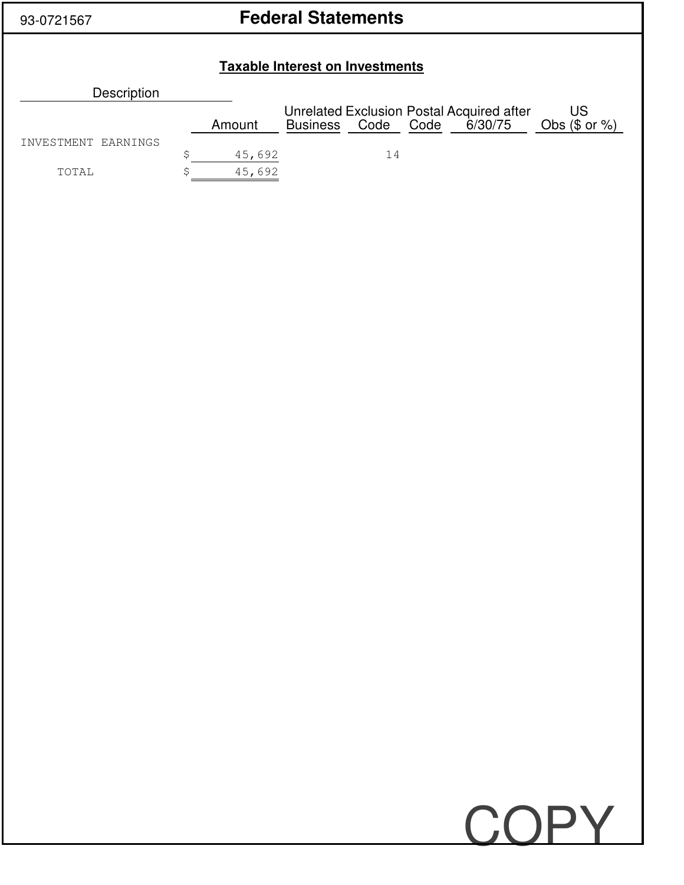93-0721567

# Federal Statements

## Taxable Interest on Investments

| Description | Amount | Unrelated Business | Exclusion Code | Postal Code | Acquired after 6/30/75 | US Obs ($ or %) |
|---|---|---|---|---|---|---|
| INVESTMENT EARNINGS | $ 45,692 | | 14 | | | |
| TOTAL | $ 45,692 | | | | | |

COPY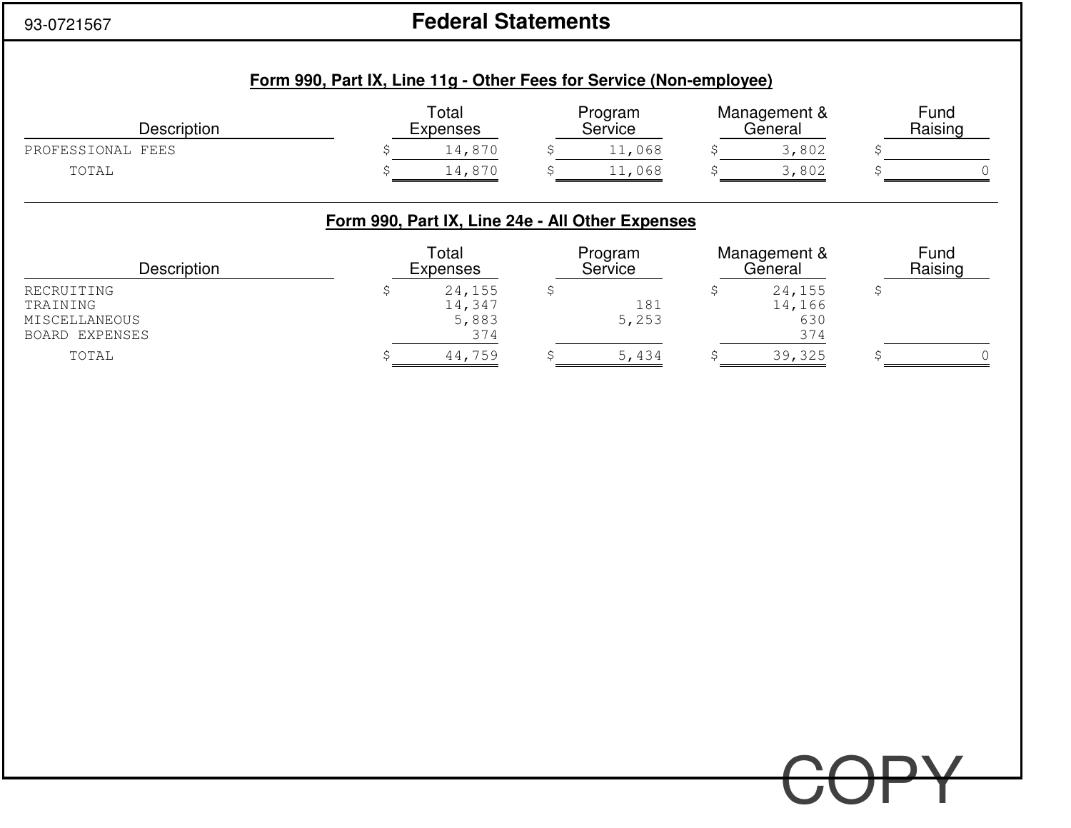93-0721567

# Federal Statements

## Form 990, Part IX, Line 11g - Other Fees for Service (Non-employee)

| Description | Total Expenses | Program Service | Management & General | Fund Raising |
|---|---|---|---|---|
| PROFESSIONAL FEES | $ 14,870 | $ 11,068 | $ 3,802 | $ |
| TOTAL | $ 14,870 | $ 11,068 | $ 3,802 | $ 0 |

## Form 990, Part IX, Line 24e - All Other Expenses

| Description | Total Expenses | Program Service | Management & General | Fund Raising |
|---|---|---|---|---|
| RECRUITING | $ 24,155 | $ | $ 24,155 | $ |
| TRAINING | 14,347 | 181 | 14,166 | |
| MISCELLANEOUS | 5,883 | 5,253 | 630 | |
| BOARD EXPENSES | 374 | | 374 | |
| TOTAL | $ 44,759 | $ 5,434 | $ 39,325 | $ 0 |

COPY